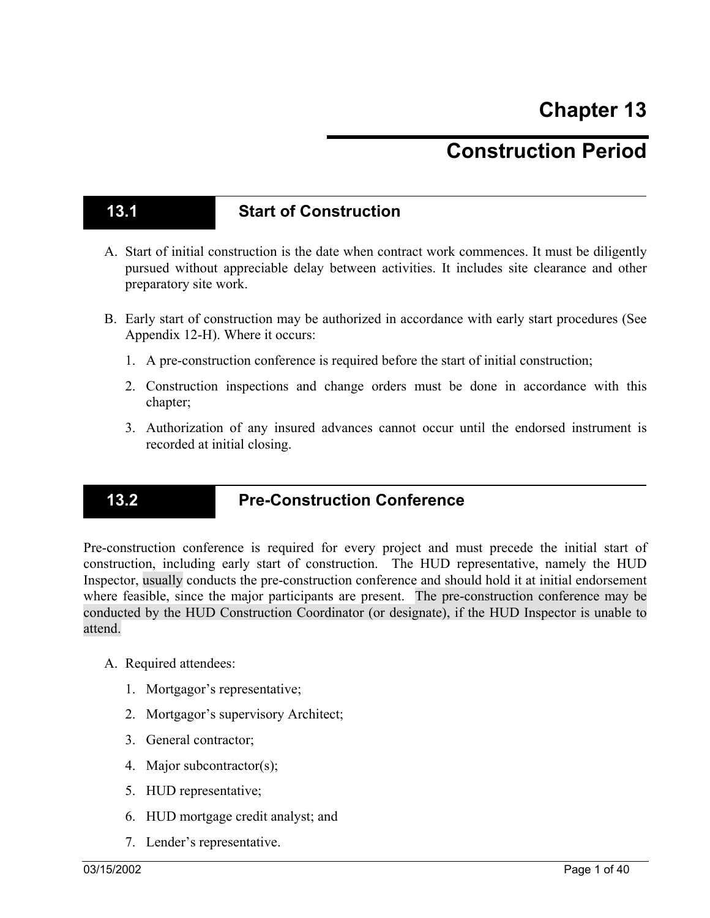# Chapter 13

# Construction Period

## 13.1 Start of Construction

A. Start of initial construction is the date when contract work commences. It must be diligently pursued without appreciable delay between activities. It includes site clearance and other preparatory site work.

B. Early start of construction may be authorized in accordance with early start procedures (See Appendix 12-H). Where it occurs:

   1. A pre-construction conference is required before the start of initial construction;

   2. Construction inspections and change orders must be done in accordance with this chapter;

   3. Authorization of any insured advances cannot occur until the endorsed instrument is recorded at initial closing.

## 13.2 Pre-Construction Conference

Pre-construction conference is required for every project and must precede the initial start of construction, including early start of construction. The HUD representative, namely the HUD Inspector, usually conducts the pre-construction conference and should hold it at initial endorsement where feasible, since the major participants are present. The pre-construction conference may be conducted by the HUD Construction Coordinator (or designate), if the HUD Inspector is unable to attend.

A. Required attendees:

   1. Mortgagor's representative;

   2. Mortgagor's supervisory Architect;

   3. General contractor;

   4. Major subcontractor(s);

   5. HUD representative;

   6. HUD mortgage credit analyst; and

   7. Lender's representative.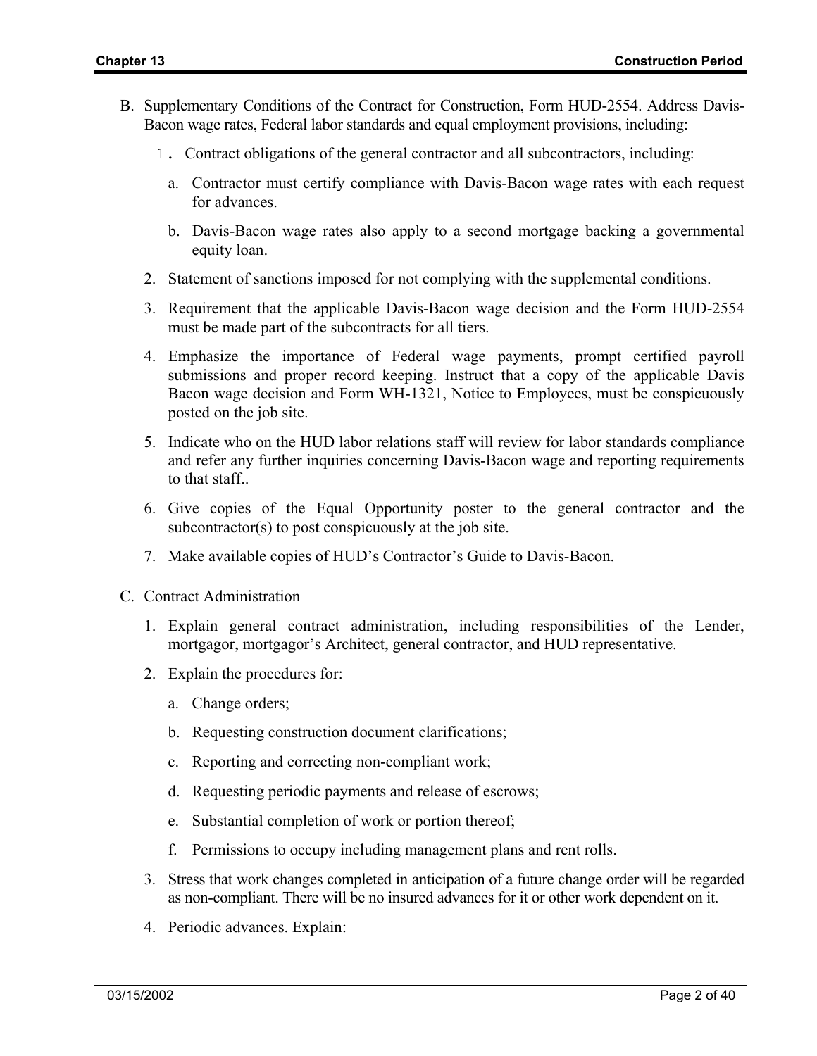B. Supplementary Conditions of the Contract for Construction, Form HUD-2554. Address Davis-Bacon wage rates, Federal labor standards and equal employment provisions, including:

   1. Contract obligations of the general contractor and all subcontractors, including:

      a. Contractor must certify compliance with Davis-Bacon wage rates with each request for advances.

      b. Davis-Bacon wage rates also apply to a second mortgage backing a governmental equity loan.

   2. Statement of sanctions imposed for not complying with the supplemental conditions.

   3. Requirement that the applicable Davis-Bacon wage decision and the Form HUD-2554 must be made part of the subcontracts for all tiers.

   4. Emphasize the importance of Federal wage payments, prompt certified payroll submissions and proper record keeping. Instruct that a copy of the applicable Davis Bacon wage decision and Form WH-1321, Notice to Employees, must be conspicuously posted on the job site.

   5. Indicate who on the HUD labor relations staff will review for labor standards compliance and refer any further inquiries concerning Davis-Bacon wage and reporting requirements to that staff..

   6. Give copies of the Equal Opportunity poster to the general contractor and the subcontractor(s) to post conspicuously at the job site.

   7. Make available copies of HUD's Contractor's Guide to Davis-Bacon.

C. Contract Administration

   1. Explain general contract administration, including responsibilities of the Lender, mortgagor, mortgagor's Architect, general contractor, and HUD representative.

   2. Explain the procedures for:

      a. Change orders;

      b. Requesting construction document clarifications;

      c. Reporting and correcting non-compliant work;

      d. Requesting periodic payments and release of escrows;

      e. Substantial completion of work or portion thereof;

      f. Permissions to occupy including management plans and rent rolls.

   3. Stress that work changes completed in anticipation of a future change order will be regarded as non-compliant. There will be no insured advances for it or other work dependent on it.

   4. Periodic advances. Explain: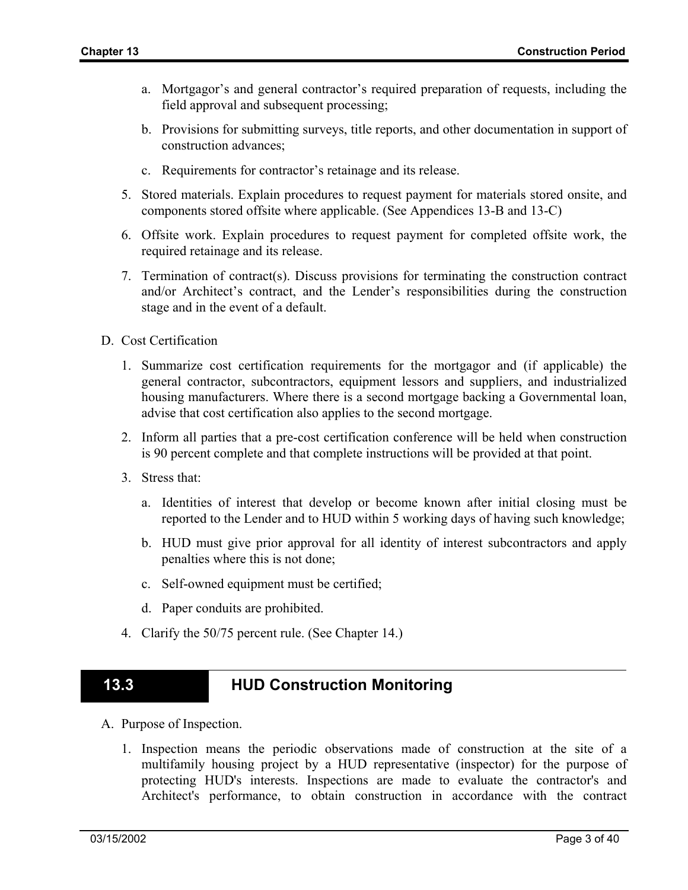a. Mortgagor's and general contractor's required preparation of requests, including the field approval and subsequent processing;

b. Provisions for submitting surveys, title reports, and other documentation in support of construction advances;

c. Requirements for contractor's retainage and its release.

5. Stored materials. Explain procedures to request payment for materials stored onsite, and components stored offsite where applicable. (See Appendices 13-B and 13-C)

6. Offsite work. Explain procedures to request payment for completed offsite work, the required retainage and its release.

7. Termination of contract(s). Discuss provisions for terminating the construction contract and/or Architect's contract, and the Lender's responsibilities during the construction stage and in the event of a default.

D. Cost Certification

1. Summarize cost certification requirements for the mortgagor and (if applicable) the general contractor, subcontractors, equipment lessors and suppliers, and industrialized housing manufacturers. Where there is a second mortgage backing a Governmental loan, advise that cost certification also applies to the second mortgage.

2. Inform all parties that a pre-cost certification conference will be held when construction is 90 percent complete and that complete instructions will be provided at that point.

3. Stress that:

   a. Identities of interest that develop or become known after initial closing must be reported to the Lender and to HUD within 5 working days of having such knowledge;

   b. HUD must give prior approval for all identity of interest subcontractors and apply penalties where this is not done;

   c. Self-owned equipment must be certified;

   d. Paper conduits are prohibited.

4. Clarify the 50/75 percent rule. (See Chapter 14.)

## 13.3 HUD Construction Monitoring

A. Purpose of Inspection.

1. Inspection means the periodic observations made of construction at the site of a multifamily housing project by a HUD representative (inspector) for the purpose of protecting HUD's interests. Inspections are made to evaluate the contractor's and Architect's performance, to obtain construction in accordance with the contract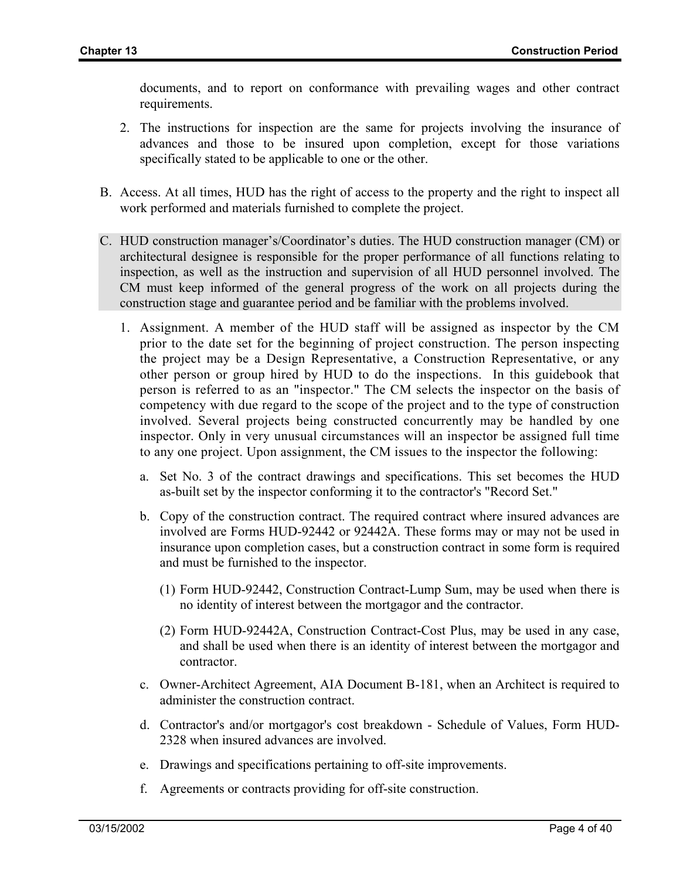documents, and to report on conformance with prevailing wages and other contract requirements.

2. The instructions for inspection are the same for projects involving the insurance of advances and those to be insured upon completion, except for those variations specifically stated to be applicable to one or the other.

B. Access. At all times, HUD has the right of access to the property and the right to inspect all work performed and materials furnished to complete the project.

C. HUD construction manager's/Coordinator's duties. The HUD construction manager (CM) or architectural designee is responsible for the proper performance of all functions relating to inspection, as well as the instruction and supervision of all HUD personnel involved. The CM must keep informed of the general progress of the work on all projects during the construction stage and guarantee period and be familiar with the problems involved.

   1. Assignment. A member of the HUD staff will be assigned as inspector by the CM prior to the date set for the beginning of project construction. The person inspecting the project may be a Design Representative, a Construction Representative, or any other person or group hired by HUD to do the inspections. In this guidebook that person is referred to as an "inspector." The CM selects the inspector on the basis of competency with due regard to the scope of the project and to the type of construction involved. Several projects being constructed concurrently may be handled by one inspector. Only in very unusual circumstances will an inspector be assigned full time to any one project. Upon assignment, the CM issues to the inspector the following:

      a. Set No. 3 of the contract drawings and specifications. This set becomes the HUD as-built set by the inspector conforming it to the contractor's "Record Set."

      b. Copy of the construction contract. The required contract where insured advances are involved are Forms HUD-92442 or 92442A. These forms may or may not be used in insurance upon completion cases, but a construction contract in some form is required and must be furnished to the inspector.

         (1) Form HUD-92442, Construction Contract-Lump Sum, may be used when there is no identity of interest between the mortgagor and the contractor.

         (2) Form HUD-92442A, Construction Contract-Cost Plus, may be used in any case, and shall be used when there is an identity of interest between the mortgagor and contractor.

      c. Owner-Architect Agreement, AIA Document B-181, when an Architect is required to administer the construction contract.

      d. Contractor's and/or mortgagor's cost breakdown - Schedule of Values, Form HUD-2328 when insured advances are involved.

      e. Drawings and specifications pertaining to off-site improvements.

      f. Agreements or contracts providing for off-site construction.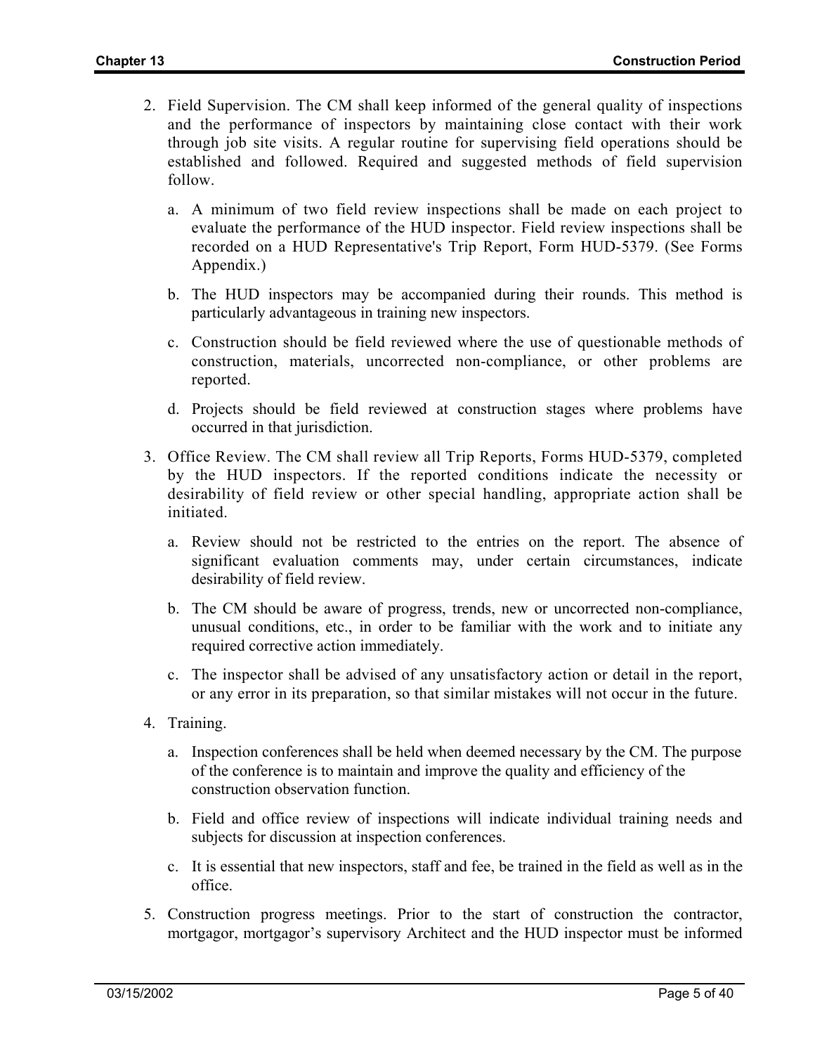2. Field Supervision. The CM shall keep informed of the general quality of inspections and the performance of inspectors by maintaining close contact with their work through job site visits. A regular routine for supervising field operations should be established and followed. Required and suggested methods of field supervision follow.

   a. A minimum of two field review inspections shall be made on each project to evaluate the performance of the HUD inspector. Field review inspections shall be recorded on a HUD Representative's Trip Report, Form HUD-5379. (See Forms Appendix.)

   b. The HUD inspectors may be accompanied during their rounds. This method is particularly advantageous in training new inspectors.

   c. Construction should be field reviewed where the use of questionable methods of construction, materials, uncorrected non-compliance, or other problems are reported.

   d. Projects should be field reviewed at construction stages where problems have occurred in that jurisdiction.

3. Office Review. The CM shall review all Trip Reports, Forms HUD-5379, completed by the HUD inspectors. If the reported conditions indicate the necessity or desirability of field review or other special handling, appropriate action shall be initiated.

   a. Review should not be restricted to the entries on the report. The absence of significant evaluation comments may, under certain circumstances, indicate desirability of field review.

   b. The CM should be aware of progress, trends, new or uncorrected non-compliance, unusual conditions, etc., in order to be familiar with the work and to initiate any required corrective action immediately.

   c. The inspector shall be advised of any unsatisfactory action or detail in the report, or any error in its preparation, so that similar mistakes will not occur in the future.

4. Training.

   a. Inspection conferences shall be held when deemed necessary by the CM. The purpose of the conference is to maintain and improve the quality and efficiency of the construction observation function.

   b. Field and office review of inspections will indicate individual training needs and subjects for discussion at inspection conferences.

   c. It is essential that new inspectors, staff and fee, be trained in the field as well as in the office.

5. Construction progress meetings. Prior to the start of construction the contractor, mortgagor, mortgagor's supervisory Architect and the HUD inspector must be informed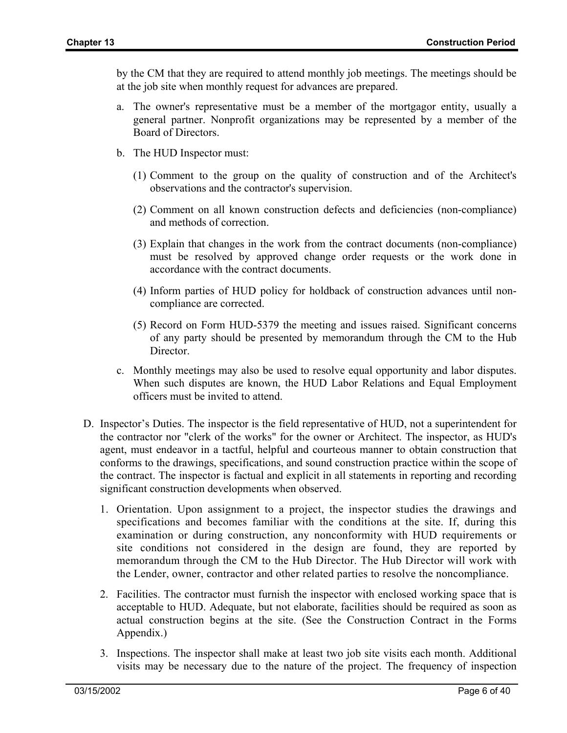by the CM that they are required to attend monthly job meetings. The meetings should be at the job site when monthly request for advances are prepared.

a. The owner's representative must be a member of the mortgagor entity, usually a general partner. Nonprofit organizations may be represented by a member of the Board of Directors.

b. The HUD Inspector must:

   (1) Comment to the group on the quality of construction and of the Architect's observations and the contractor's supervision.

   (2) Comment on all known construction defects and deficiencies (non-compliance) and methods of correction.

   (3) Explain that changes in the work from the contract documents (non-compliance) must be resolved by approved change order requests or the work done in accordance with the contract documents.

   (4) Inform parties of HUD policy for holdback of construction advances until non-compliance are corrected.

   (5) Record on Form HUD-5379 the meeting and issues raised. Significant concerns of any party should be presented by memorandum through the CM to the Hub Director.

c. Monthly meetings may also be used to resolve equal opportunity and labor disputes. When such disputes are known, the HUD Labor Relations and Equal Employment officers must be invited to attend.

D. Inspector's Duties. The inspector is the field representative of HUD, not a superintendent for the contractor nor "clerk of the works" for the owner or Architect. The inspector, as HUD's agent, must endeavor in a tactful, helpful and courteous manner to obtain construction that conforms to the drawings, specifications, and sound construction practice within the scope of the contract. The inspector is factual and explicit in all statements in reporting and recording significant construction developments when observed.

1. Orientation. Upon assignment to a project, the inspector studies the drawings and specifications and becomes familiar with the conditions at the site. If, during this examination or during construction, any nonconformity with HUD requirements or site conditions not considered in the design are found, they are reported by memorandum through the CM to the Hub Director. The Hub Director will work with the Lender, owner, contractor and other related parties to resolve the noncompliance.

2. Facilities. The contractor must furnish the inspector with enclosed working space that is acceptable to HUD. Adequate, but not elaborate, facilities should be required as soon as actual construction begins at the site. (See the Construction Contract in the Forms Appendix.)

3. Inspections. The inspector shall make at least two job site visits each month. Additional visits may be necessary due to the nature of the project. The frequency of inspection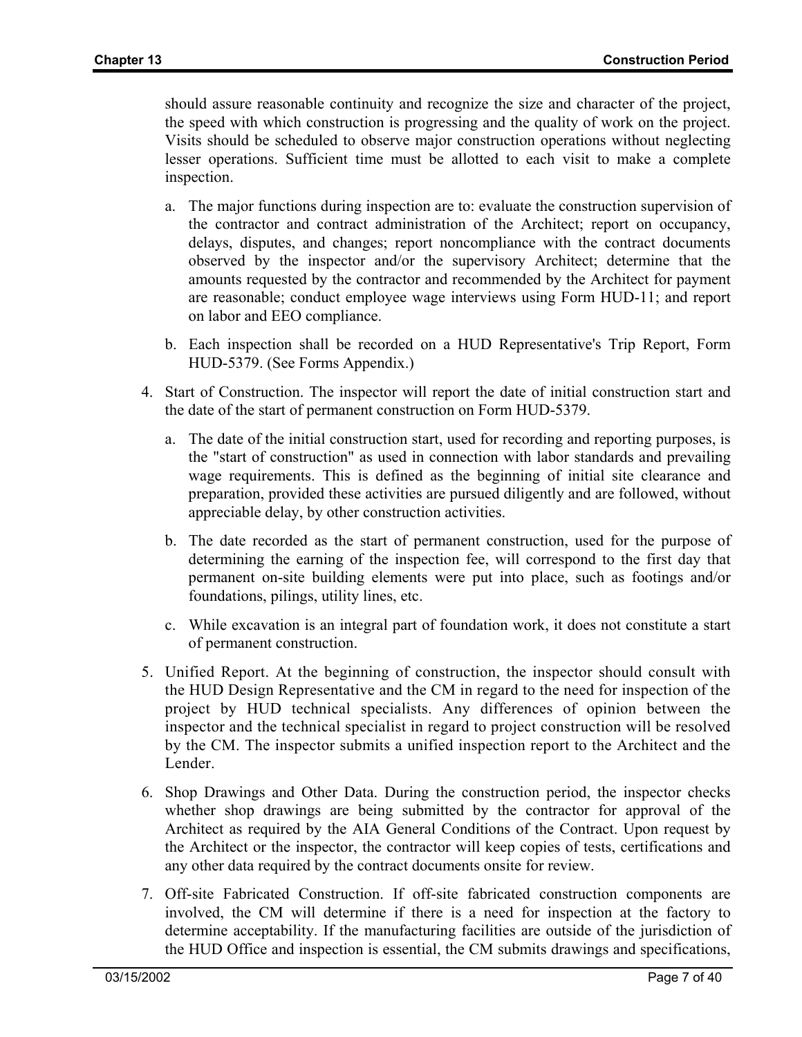should assure reasonable continuity and recognize the size and character of the project, the speed with which construction is progressing and the quality of work on the project. Visits should be scheduled to observe major construction operations without neglecting lesser operations. Sufficient time must be allotted to each visit to make a complete inspection.

a. The major functions during inspection are to: evaluate the construction supervision of the contractor and contract administration of the Architect; report on occupancy, delays, disputes, and changes; report noncompliance with the contract documents observed by the inspector and/or the supervisory Architect; determine that the amounts requested by the contractor and recommended by the Architect for payment are reasonable; conduct employee wage interviews using Form HUD-11; and report on labor and EEO compliance.

b. Each inspection shall be recorded on a HUD Representative's Trip Report, Form HUD-5379. (See Forms Appendix.)

4. Start of Construction. The inspector will report the date of initial construction start and the date of the start of permanent construction on Form HUD-5379.

   a. The date of the initial construction start, used for recording and reporting purposes, is the "start of construction" as used in connection with labor standards and prevailing wage requirements. This is defined as the beginning of initial site clearance and preparation, provided these activities are pursued diligently and are followed, without appreciable delay, by other construction activities.

   b. The date recorded as the start of permanent construction, used for the purpose of determining the earning of the inspection fee, will correspond to the first day that permanent on-site building elements were put into place, such as footings and/or foundations, pilings, utility lines, etc.

   c. While excavation is an integral part of foundation work, it does not constitute a start of permanent construction.

5. Unified Report. At the beginning of construction, the inspector should consult with the HUD Design Representative and the CM in regard to the need for inspection of the project by HUD technical specialists. Any differences of opinion between the inspector and the technical specialist in regard to project construction will be resolved by the CM. The inspector submits a unified inspection report to the Architect and the Lender.

6. Shop Drawings and Other Data. During the construction period, the inspector checks whether shop drawings are being submitted by the contractor for approval of the Architect as required by the AIA General Conditions of the Contract. Upon request by the Architect or the inspector, the contractor will keep copies of tests, certifications and any other data required by the contract documents onsite for review.

7. Off-site Fabricated Construction. If off-site fabricated construction components are involved, the CM will determine if there is a need for inspection at the factory to determine acceptability. If the manufacturing facilities are outside of the jurisdiction of the HUD Office and inspection is essential, the CM submits drawings and specifications,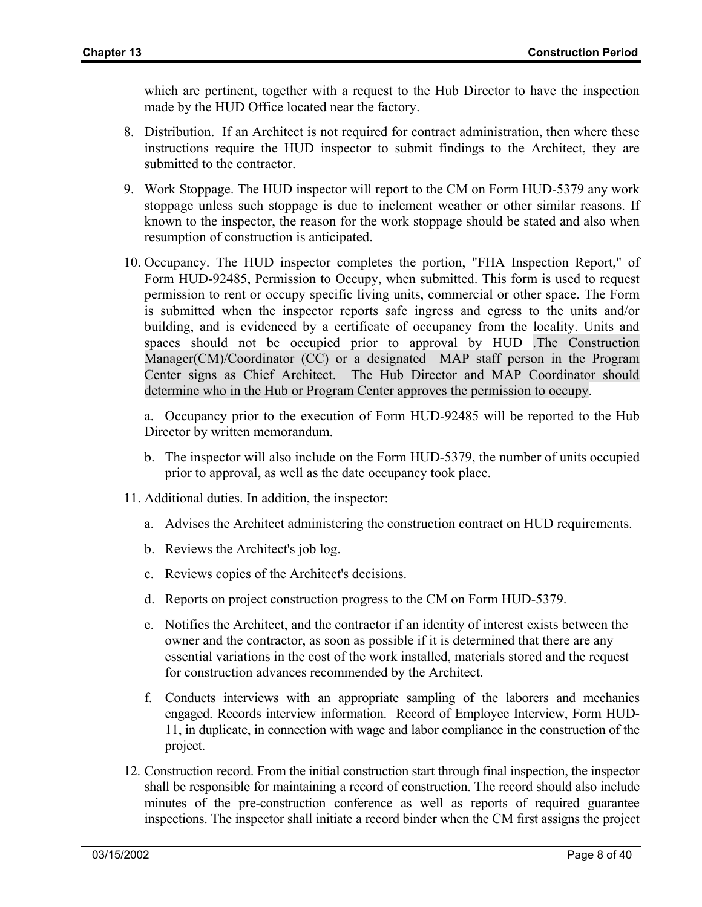which are pertinent, together with a request to the Hub Director to have the inspection made by the HUD Office located near the factory.

8. Distribution. If an Architect is not required for contract administration, then where these instructions require the HUD inspector to submit findings to the Architect, they are submitted to the contractor.

9. Work Stoppage. The HUD inspector will report to the CM on Form HUD-5379 any work stoppage unless such stoppage is due to inclement weather or other similar reasons. If known to the inspector, the reason for the work stoppage should be stated and also when resumption of construction is anticipated.

10. Occupancy. The HUD inspector completes the portion, "FHA Inspection Report," of Form HUD-92485, Permission to Occupy, when submitted. This form is used to request permission to rent or occupy specific living units, commercial or other space. The Form is submitted when the inspector reports safe ingress and egress to the units and/or building, and is evidenced by a certificate of occupancy from the locality. Units and spaces should not be occupied prior to approval by HUD .The Construction Manager(CM)/Coordinator (CC) or a designated MAP staff person in the Program Center signs as Chief Architect. The Hub Director and MAP Coordinator should determine who in the Hub or Program Center approves the permission to occupy.

    a. Occupancy prior to the execution of Form HUD-92485 will be reported to the Hub Director by written memorandum.

    b. The inspector will also include on the Form HUD-5379, the number of units occupied prior to approval, as well as the date occupancy took place.

11. Additional duties. In addition, the inspector:

    a. Advises the Architect administering the construction contract on HUD requirements.

    b. Reviews the Architect's job log.

    c. Reviews copies of the Architect's decisions.

    d. Reports on project construction progress to the CM on Form HUD-5379.

    e. Notifies the Architect, and the contractor if an identity of interest exists between the owner and the contractor, as soon as possible if it is determined that there are any essential variations in the cost of the work installed, materials stored and the request for construction advances recommended by the Architect.

    f. Conducts interviews with an appropriate sampling of the laborers and mechanics engaged. Records interview information. Record of Employee Interview, Form HUD-11, in duplicate, in connection with wage and labor compliance in the construction of the project.

12. Construction record. From the initial construction start through final inspection, the inspector shall be responsible for maintaining a record of construction. The record should also include minutes of the pre-construction conference as well as reports of required guarantee inspections. The inspector shall initiate a record binder when the CM first assigns the project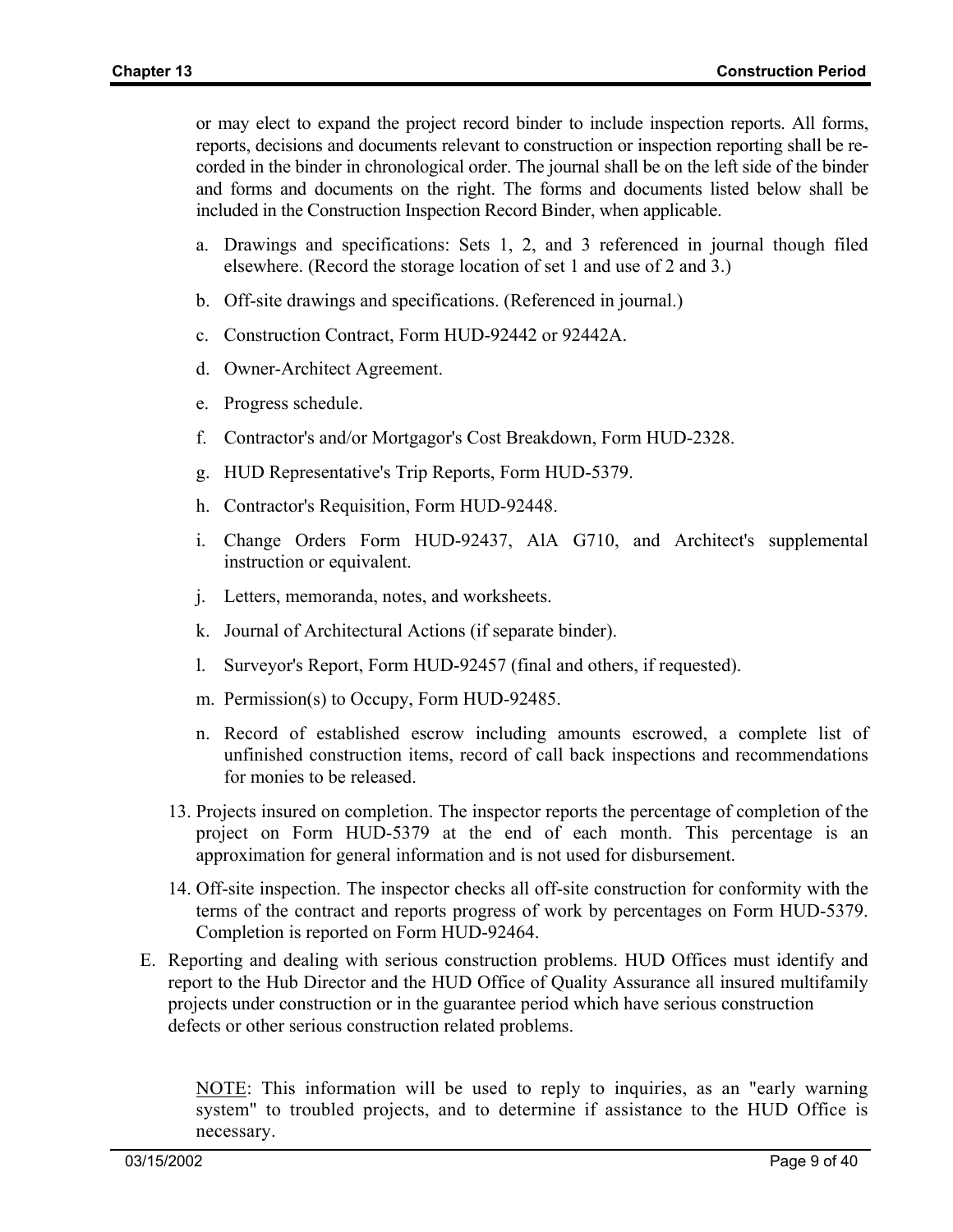or may elect to expand the project record binder to include inspection reports. All forms, reports, decisions and documents relevant to construction or inspection reporting shall be recorded in the binder in chronological order. The journal shall be on the left side of the binder and forms and documents on the right. The forms and documents listed below shall be included in the Construction Inspection Record Binder, when applicable.

a. Drawings and specifications: Sets 1, 2, and 3 referenced in journal though filed elsewhere. (Record the storage location of set 1 and use of 2 and 3.)

b. Off-site drawings and specifications. (Referenced in journal.)

c. Construction Contract, Form HUD-92442 or 92442A.

d. Owner-Architect Agreement.

e. Progress schedule.

f. Contractor's and/or Mortgagor's Cost Breakdown, Form HUD-2328.

g. HUD Representative's Trip Reports, Form HUD-5379.

h. Contractor's Requisition, Form HUD-92448.

i. Change Orders Form HUD-92437, AlA G710, and Architect's supplemental instruction or equivalent.

j. Letters, memoranda, notes, and worksheets.

k. Journal of Architectural Actions (if separate binder).

l. Surveyor's Report, Form HUD-92457 (final and others, if requested).

m. Permission(s) to Occupy, Form HUD-92485.

n. Record of established escrow including amounts escrowed, a complete list of unfinished construction items, record of call back inspections and recommendations for monies to be released.

13. Projects insured on completion. The inspector reports the percentage of completion of the project on Form HUD-5379 at the end of each month. This percentage is an approximation for general information and is not used for disbursement.

14. Off-site inspection. The inspector checks all off-site construction for conformity with the terms of the contract and reports progress of work by percentages on Form HUD-5379. Completion is reported on Form HUD-92464.

E. Reporting and dealing with serious construction problems. HUD Offices must identify and report to the Hub Director and the HUD Office of Quality Assurance all insured multifamily projects under construction or in the guarantee period which have serious construction defects or other serious construction related problems.

NOTE: This information will be used to reply to inquiries, as an "early warning system" to troubled projects, and to determine if assistance to the HUD Office is necessary.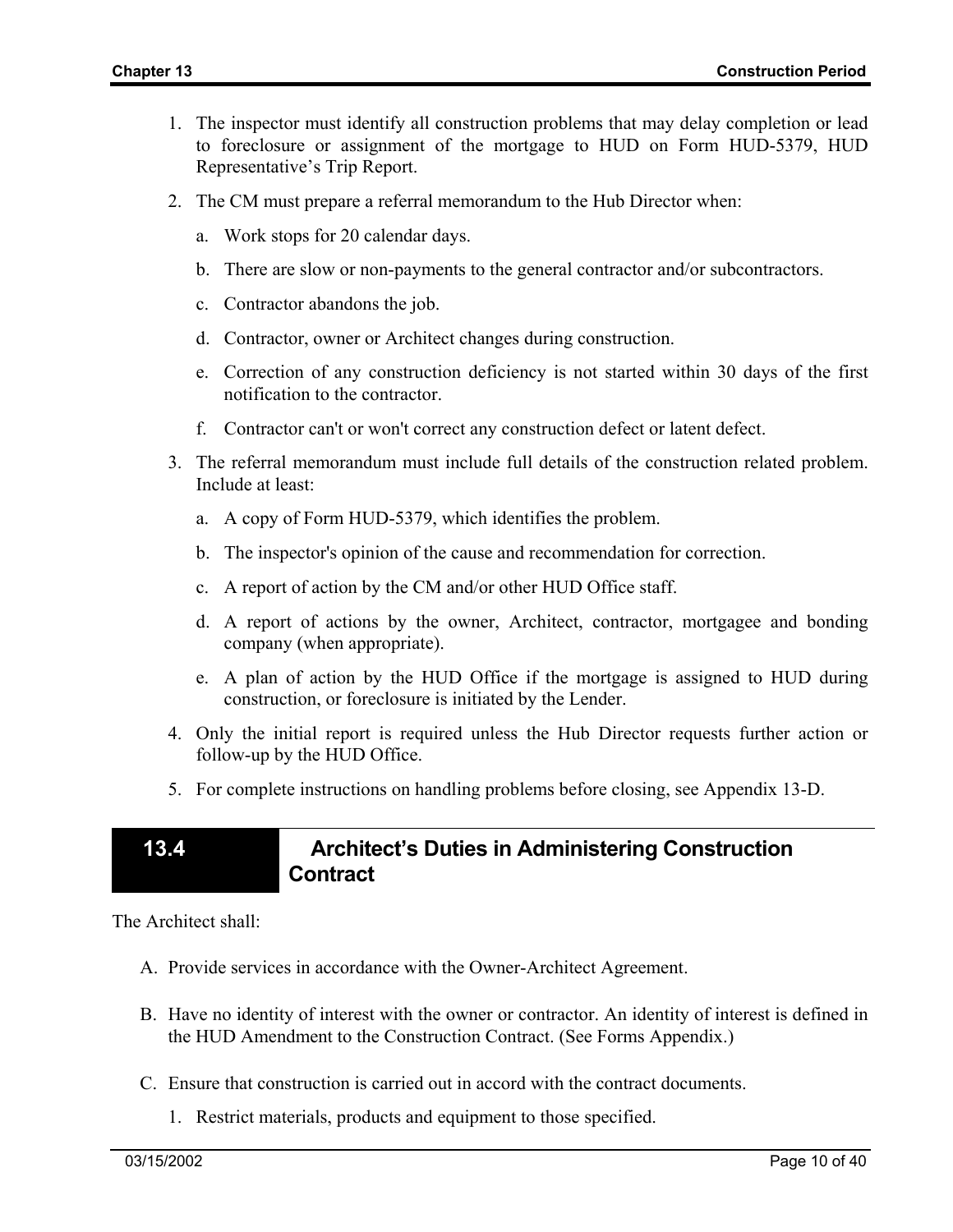1. The inspector must identify all construction problems that may delay completion or lead to foreclosure or assignment of the mortgage to HUD on Form HUD-5379, HUD Representative's Trip Report.

2. The CM must prepare a referral memorandum to the Hub Director when:

   a. Work stops for 20 calendar days.

   b. There are slow or non-payments to the general contractor and/or subcontractors.

   c. Contractor abandons the job.

   d. Contractor, owner or Architect changes during construction.

   e. Correction of any construction deficiency is not started within 30 days of the first notification to the contractor.

   f. Contractor can't or won't correct any construction defect or latent defect.

3. The referral memorandum must include full details of the construction related problem. Include at least:

   a. A copy of Form HUD-5379, which identifies the problem.

   b. The inspector's opinion of the cause and recommendation for correction.

   c. A report of action by the CM and/or other HUD Office staff.

   d. A report of actions by the owner, Architect, contractor, mortgagee and bonding company (when appropriate).

   e. A plan of action by the HUD Office if the mortgage is assigned to HUD during construction, or foreclosure is initiated by the Lender.

4. Only the initial report is required unless the Hub Director requests further action or follow-up by the HUD Office.

5. For complete instructions on handling problems before closing, see Appendix 13-D.

## 13.4 Architect's Duties in Administering Construction Contract

The Architect shall:

A. Provide services in accordance with the Owner-Architect Agreement.

B. Have no identity of interest with the owner or contractor. An identity of interest is defined in the HUD Amendment to the Construction Contract. (See Forms Appendix.)

C. Ensure that construction is carried out in accord with the contract documents.

   1. Restrict materials, products and equipment to those specified.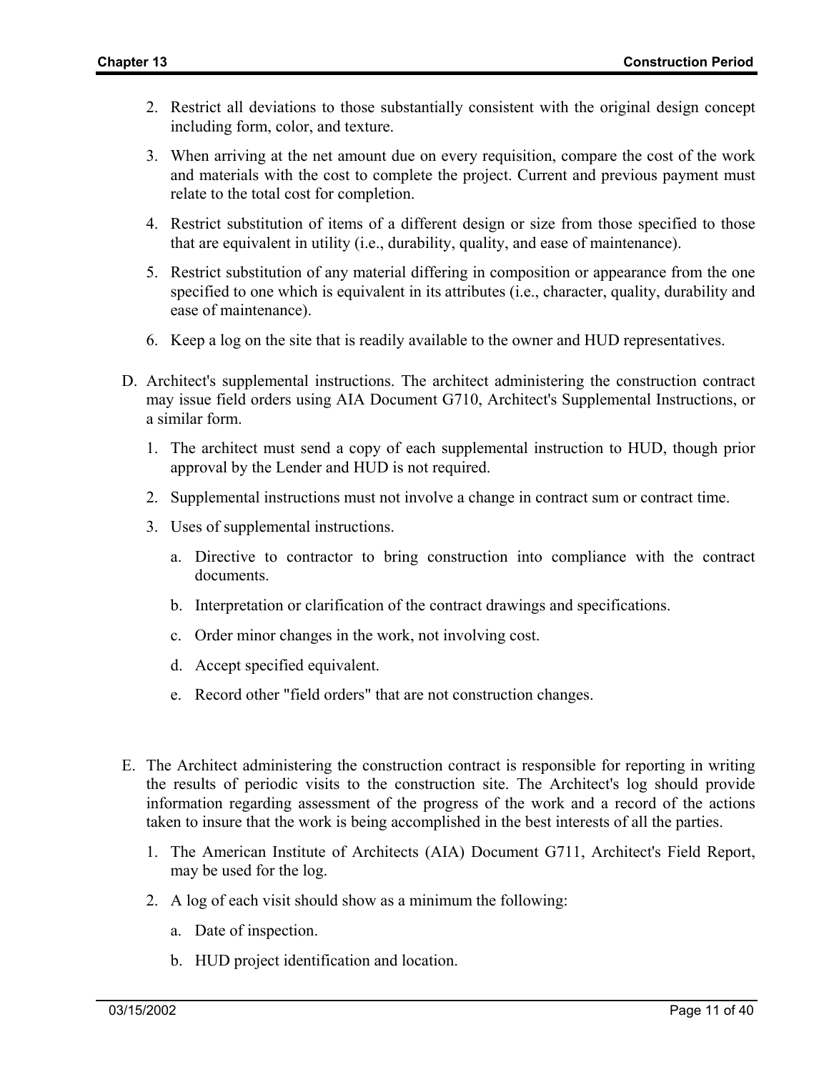2. Restrict all deviations to those substantially consistent with the original design concept including form, color, and texture.

3. When arriving at the net amount due on every requisition, compare the cost of the work and materials with the cost to complete the project. Current and previous payment must relate to the total cost for completion.

4. Restrict substitution of items of a different design or size from those specified to those that are equivalent in utility (i.e., durability, quality, and ease of maintenance).

5. Restrict substitution of any material differing in composition or appearance from the one specified to one which is equivalent in its attributes (i.e., character, quality, durability and ease of maintenance).

6. Keep a log on the site that is readily available to the owner and HUD representatives.

D. Architect's supplemental instructions. The architect administering the construction contract may issue field orders using AIA Document G710, Architect's Supplemental Instructions, or a similar form.

   1. The architect must send a copy of each supplemental instruction to HUD, though prior approval by the Lender and HUD is not required.

   2. Supplemental instructions must not involve a change in contract sum or contract time.

   3. Uses of supplemental instructions.

      a. Directive to contractor to bring construction into compliance with the contract documents.

      b. Interpretation or clarification of the contract drawings and specifications.

      c. Order minor changes in the work, not involving cost.

      d. Accept specified equivalent.

      e. Record other "field orders" that are not construction changes.

E. The Architect administering the construction contract is responsible for reporting in writing the results of periodic visits to the construction site. The Architect's log should provide information regarding assessment of the progress of the work and a record of the actions taken to insure that the work is being accomplished in the best interests of all the parties.

   1. The American Institute of Architects (AIA) Document G711, Architect's Field Report, may be used for the log.

   2. A log of each visit should show as a minimum the following:

      a. Date of inspection.

      b. HUD project identification and location.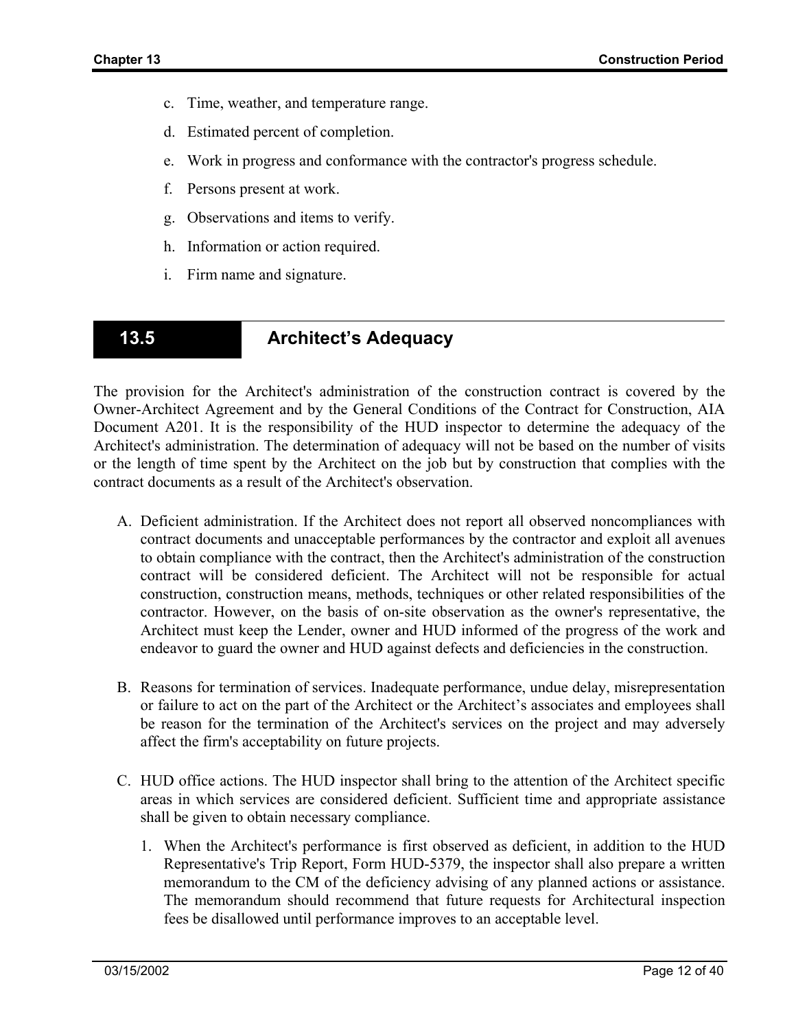c. Time, weather, and temperature range.

d. Estimated percent of completion.

e. Work in progress and conformance with the contractor's progress schedule.

f. Persons present at work.

g. Observations and items to verify.

h. Information or action required.

i. Firm name and signature.

## 13.5 Architect's Adequacy

The provision for the Architect's administration of the construction contract is covered by the Owner-Architect Agreement and by the General Conditions of the Contract for Construction, AIA Document A201. It is the responsibility of the HUD inspector to determine the adequacy of the Architect's administration. The determination of adequacy will not be based on the number of visits or the length of time spent by the Architect on the job but by construction that complies with the contract documents as a result of the Architect's observation.

A. Deficient administration. If the Architect does not report all observed noncompliances with contract documents and unacceptable performances by the contractor and exploit all avenues to obtain compliance with the contract, then the Architect's administration of the construction contract will be considered deficient. The Architect will not be responsible for actual construction, construction means, methods, techniques or other related responsibilities of the contractor. However, on the basis of on-site observation as the owner's representative, the Architect must keep the Lender, owner and HUD informed of the progress of the work and endeavor to guard the owner and HUD against defects and deficiencies in the construction.

B. Reasons for termination of services. Inadequate performance, undue delay, misrepresentation or failure to act on the part of the Architect or the Architect's associates and employees shall be reason for the termination of the Architect's services on the project and may adversely affect the firm's acceptability on future projects.

C. HUD office actions. The HUD inspector shall bring to the attention of the Architect specific areas in which services are considered deficient. Sufficient time and appropriate assistance shall be given to obtain necessary compliance.

   1. When the Architect's performance is first observed as deficient, in addition to the HUD Representative's Trip Report, Form HUD-5379, the inspector shall also prepare a written memorandum to the CM of the deficiency advising of any planned actions or assistance. The memorandum should recommend that future requests for Architectural inspection fees be disallowed until performance improves to an acceptable level.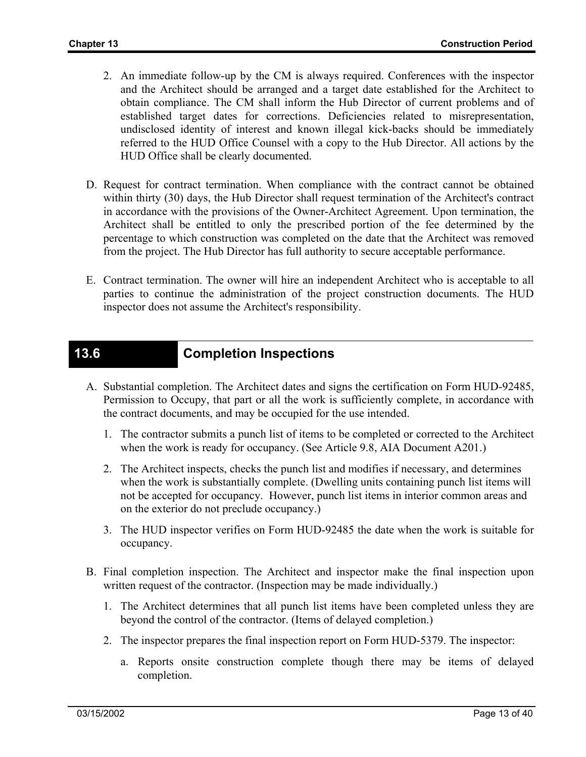2. An immediate follow-up by the CM is always required. Conferences with the inspector and the Architect should be arranged and a target date established for the Architect to obtain compliance. The CM shall inform the Hub Director of current problems and of established target dates for corrections. Deficiencies related to misrepresentation, undisclosed identity of interest and known illegal kick-backs should be immediately referred to the HUD Office Counsel with a copy to the Hub Director. All actions by the HUD Office shall be clearly documented.

D. Request for contract termination. When compliance with the contract cannot be obtained within thirty (30) days, the Hub Director shall request termination of the Architect's contract in accordance with the provisions of the Owner-Architect Agreement. Upon termination, the Architect shall be entitled to only the prescribed portion of the fee determined by the percentage to which construction was completed on the date that the Architect was removed from the project. The Hub Director has full authority to secure acceptable performance.

E. Contract termination. The owner will hire an independent Architect who is acceptable to all parties to continue the administration of the project construction documents. The HUD inspector does not assume the Architect's responsibility.

## 13.6 Completion Inspections

A. Substantial completion. The Architect dates and signs the certification on Form HUD-92485, Permission to Occupy, that part or all the work is sufficiently complete, in accordance with the contract documents, and may be occupied for the use intended.

1. The contractor submits a punch list of items to be completed or corrected to the Architect when the work is ready for occupancy. (See Article 9.8, AIA Document A201.)

2. The Architect inspects, checks the punch list and modifies if necessary, and determines when the work is substantially complete. (Dwelling units containing punch list items will not be accepted for occupancy. However, punch list items in interior common areas and on the exterior do not preclude occupancy.)

3. The HUD inspector verifies on Form HUD-92485 the date when the work is suitable for occupancy.

B. Final completion inspection. The Architect and inspector make the final inspection upon written request of the contractor. (Inspection may be made individually.)

1. The Architect determines that all punch list items have been completed unless they are beyond the control of the contractor. (Items of delayed completion.)

2. The inspector prepares the final inspection report on Form HUD-5379. The inspector:

   a. Reports onsite construction complete though there may be items of delayed completion.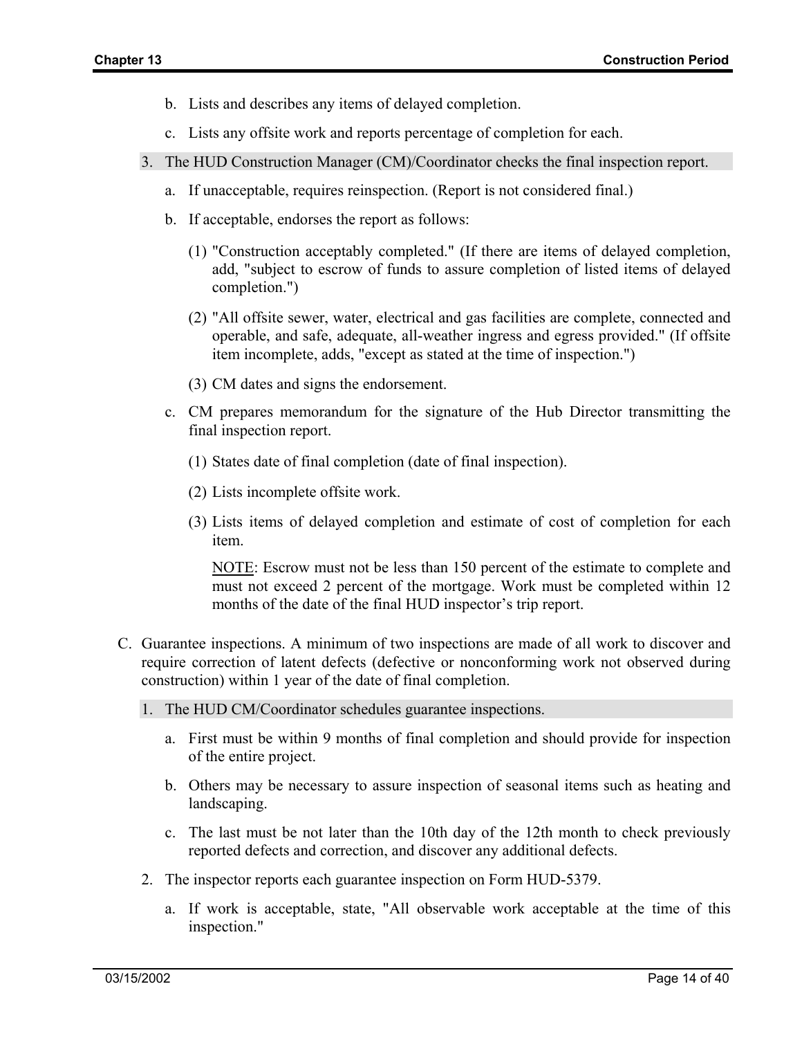b. Lists and describes any items of delayed completion.

c. Lists any offsite work and reports percentage of completion for each.

3. The HUD Construction Manager (CM)/Coordinator checks the final inspection report.

   a. If unacceptable, requires reinspection. (Report is not considered final.)

   b. If acceptable, endorses the report as follows:

      (1) "Construction acceptably completed." (If there are items of delayed completion, add, "subject to escrow of funds to assure completion of listed items of delayed completion.")

      (2) "All offsite sewer, water, electrical and gas facilities are complete, connected and operable, and safe, adequate, all-weather ingress and egress provided." (If offsite item incomplete, adds, "except as stated at the time of inspection.")

      (3) CM dates and signs the endorsement.

   c. CM prepares memorandum for the signature of the Hub Director transmitting the final inspection report.

      (1) States date of final completion (date of final inspection).

      (2) Lists incomplete offsite work.

      (3) Lists items of delayed completion and estimate of cost of completion for each item.

      NOTE: Escrow must not be less than 150 percent of the estimate to complete and must not exceed 2 percent of the mortgage. Work must be completed within 12 months of the date of the final HUD inspector's trip report.

C. Guarantee inspections. A minimum of two inspections are made of all work to discover and require correction of latent defects (defective or nonconforming work not observed during construction) within 1 year of the date of final completion.

1. The HUD CM/Coordinator schedules guarantee inspections.

   a. First must be within 9 months of final completion and should provide for inspection of the entire project.

   b. Others may be necessary to assure inspection of seasonal items such as heating and landscaping.

   c. The last must be not later than the 10th day of the 12th month to check previously reported defects and correction, and discover any additional defects.

2. The inspector reports each guarantee inspection on Form HUD-5379.

   a. If work is acceptable, state, "All observable work acceptable at the time of this inspection."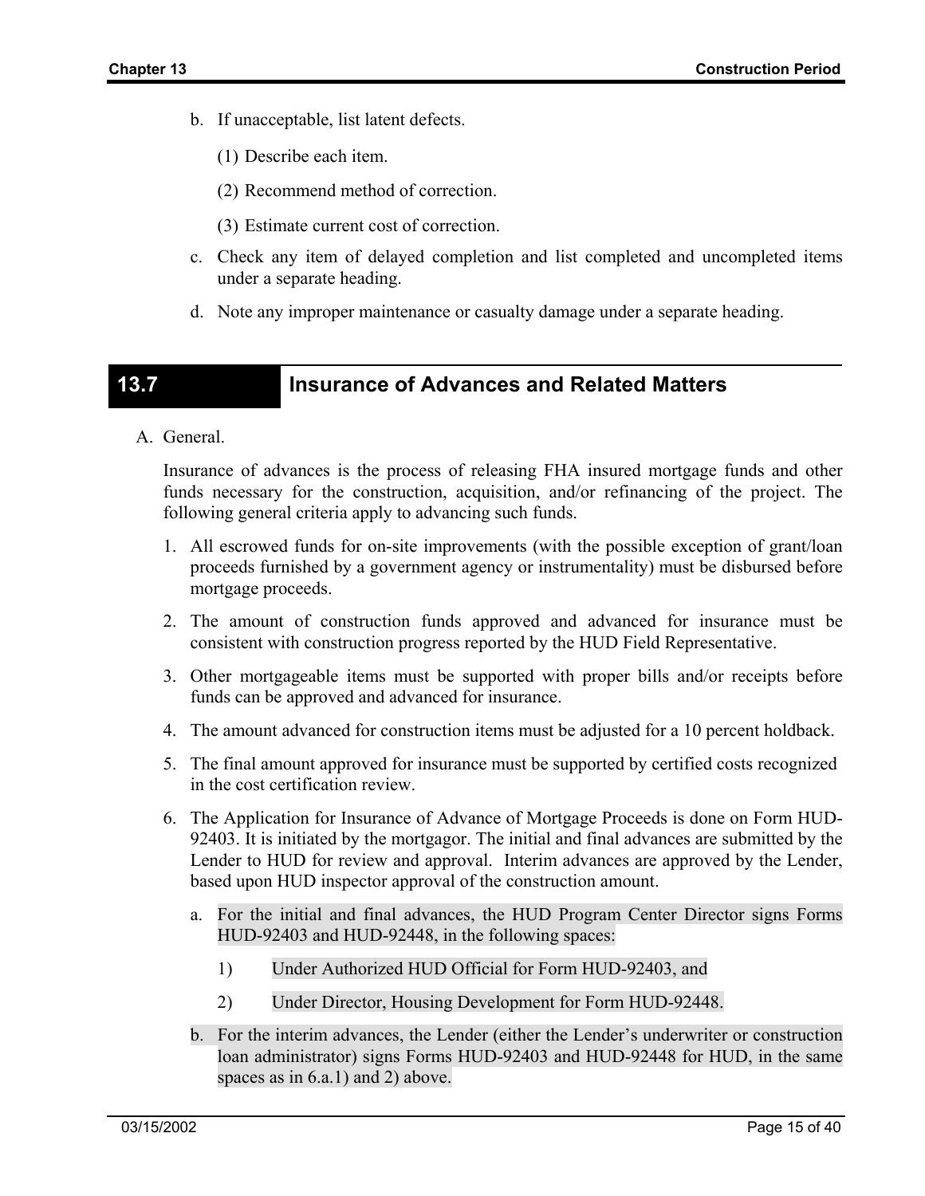b. If unacceptable, list latent defects.

   (1) Describe each item.

   (2) Recommend method of correction.

   (3) Estimate current cost of correction.

c. Check any item of delayed completion and list completed and uncompleted items under a separate heading.

d. Note any improper maintenance or casualty damage under a separate heading.

## 13.7 Insurance of Advances and Related Matters

A. General.

Insurance of advances is the process of releasing FHA insured mortgage funds and other funds necessary for the construction, acquisition, and/or refinancing of the project. The following general criteria apply to advancing such funds.

1. All escrowed funds for on-site improvements (with the possible exception of grant/loan proceeds furnished by a government agency or instrumentality) must be disbursed before mortgage proceeds.

2. The amount of construction funds approved and advanced for insurance must be consistent with construction progress reported by the HUD Field Representative.

3. Other mortgageable items must be supported with proper bills and/or receipts before funds can be approved and advanced for insurance.

4. The amount advanced for construction items must be adjusted for a 10 percent holdback.

5. The final amount approved for insurance must be supported by certified costs recognized in the cost certification review.

6. The Application for Insurance of Advance of Mortgage Proceeds is done on Form HUD-92403. It is initiated by the mortgagor. The initial and final advances are submitted by the Lender to HUD for review and approval. Interim advances are approved by the Lender, based upon HUD inspector approval of the construction amount.

   a. For the initial and final advances, the HUD Program Center Director signs Forms HUD-92403 and HUD-92448, in the following spaces:

      1) Under Authorized HUD Official for Form HUD-92403, and

      2) Under Director, Housing Development for Form HUD-92448.

   b. For the interim advances, the Lender (either the Lender's underwriter or construction loan administrator) signs Forms HUD-92403 and HUD-92448 for HUD, in the same spaces as in 6.a.1) and 2) above.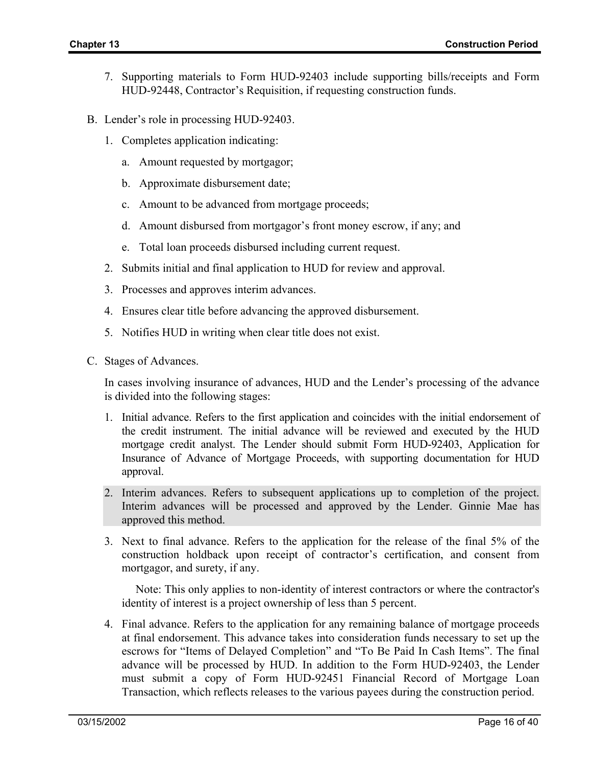7. Supporting materials to Form HUD-92403 include supporting bills/receipts and Form HUD-92448, Contractor's Requisition, if requesting construction funds.

B. Lender's role in processing HUD-92403.

   1. Completes application indicating:

      a. Amount requested by mortgagor;

      b. Approximate disbursement date;

      c. Amount to be advanced from mortgage proceeds;

      d. Amount disbursed from mortgagor's front money escrow, if any; and

      e. Total loan proceeds disbursed including current request.

   2. Submits initial and final application to HUD for review and approval.

   3. Processes and approves interim advances.

   4. Ensures clear title before advancing the approved disbursement.

   5. Notifies HUD in writing when clear title does not exist.

C. Stages of Advances.

   In cases involving insurance of advances, HUD and the Lender's processing of the advance is divided into the following stages:

   1. Initial advance. Refers to the first application and coincides with the initial endorsement of the credit instrument. The initial advance will be reviewed and executed by the HUD mortgage credit analyst. The Lender should submit Form HUD-92403, Application for Insurance of Advance of Mortgage Proceeds, with supporting documentation for HUD approval.

   2. Interim advances. Refers to subsequent applications up to completion of the project. Interim advances will be processed and approved by the Lender. Ginnie Mae has approved this method.

   3. Next to final advance. Refers to the application for the release of the final 5% of the construction holdback upon receipt of contractor's certification, and consent from mortgagor, and surety, if any.

      Note: This only applies to non-identity of interest contractors or where the contractor's identity of interest is a project ownership of less than 5 percent.

   4. Final advance. Refers to the application for any remaining balance of mortgage proceeds at final endorsement. This advance takes into consideration funds necessary to set up the escrows for "Items of Delayed Completion" and "To Be Paid In Cash Items". The final advance will be processed by HUD. In addition to the Form HUD-92403, the Lender must submit a copy of Form HUD-92451 Financial Record of Mortgage Loan Transaction, which reflects releases to the various payees during the construction period.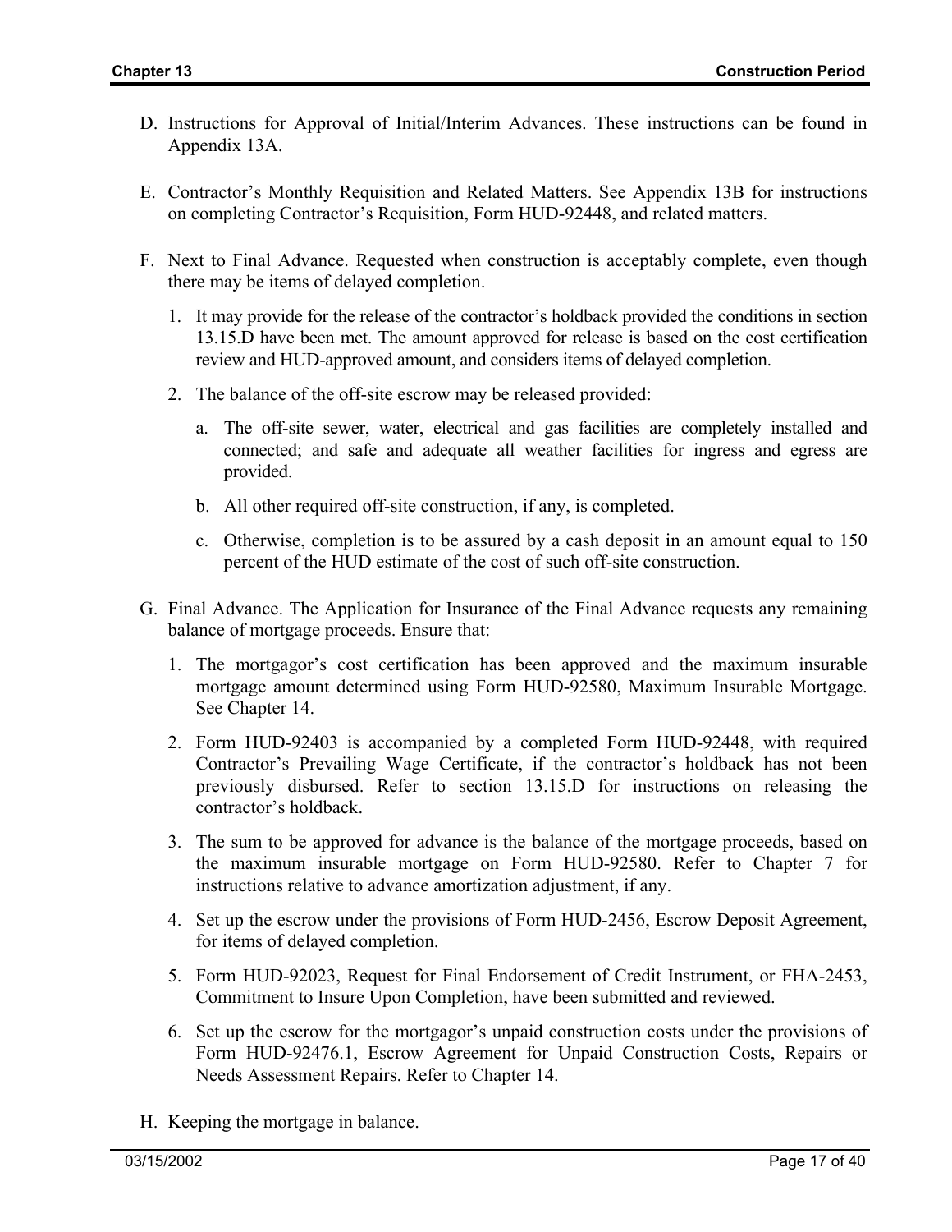D. Instructions for Approval of Initial/Interim Advances. These instructions can be found in Appendix 13A.

E. Contractor's Monthly Requisition and Related Matters. See Appendix 13B for instructions on completing Contractor's Requisition, Form HUD-92448, and related matters.

F. Next to Final Advance. Requested when construction is acceptably complete, even though there may be items of delayed completion.

   1. It may provide for the release of the contractor's holdback provided the conditions in section 13.15.D have been met. The amount approved for release is based on the cost certification review and HUD-approved amount, and considers items of delayed completion.

   2. The balance of the off-site escrow may be released provided:

      a. The off-site sewer, water, electrical and gas facilities are completely installed and connected; and safe and adequate all weather facilities for ingress and egress are provided.

      b. All other required off-site construction, if any, is completed.

      c. Otherwise, completion is to be assured by a cash deposit in an amount equal to 150 percent of the HUD estimate of the cost of such off-site construction.

G. Final Advance. The Application for Insurance of the Final Advance requests any remaining balance of mortgage proceeds. Ensure that:

   1. The mortgagor's cost certification has been approved and the maximum insurable mortgage amount determined using Form HUD-92580, Maximum Insurable Mortgage. See Chapter 14.

   2. Form HUD-92403 is accompanied by a completed Form HUD-92448, with required Contractor's Prevailing Wage Certificate, if the contractor's holdback has not been previously disbursed. Refer to section 13.15.D for instructions on releasing the contractor's holdback.

   3. The sum to be approved for advance is the balance of the mortgage proceeds, based on the maximum insurable mortgage on Form HUD-92580. Refer to Chapter 7 for instructions relative to advance amortization adjustment, if any.

   4. Set up the escrow under the provisions of Form HUD-2456, Escrow Deposit Agreement, for items of delayed completion.

   5. Form HUD-92023, Request for Final Endorsement of Credit Instrument, or FHA-2453, Commitment to Insure Upon Completion, have been submitted and reviewed.

   6. Set up the escrow for the mortgagor's unpaid construction costs under the provisions of Form HUD-92476.1, Escrow Agreement for Unpaid Construction Costs, Repairs or Needs Assessment Repairs. Refer to Chapter 14.

H. Keeping the mortgage in balance.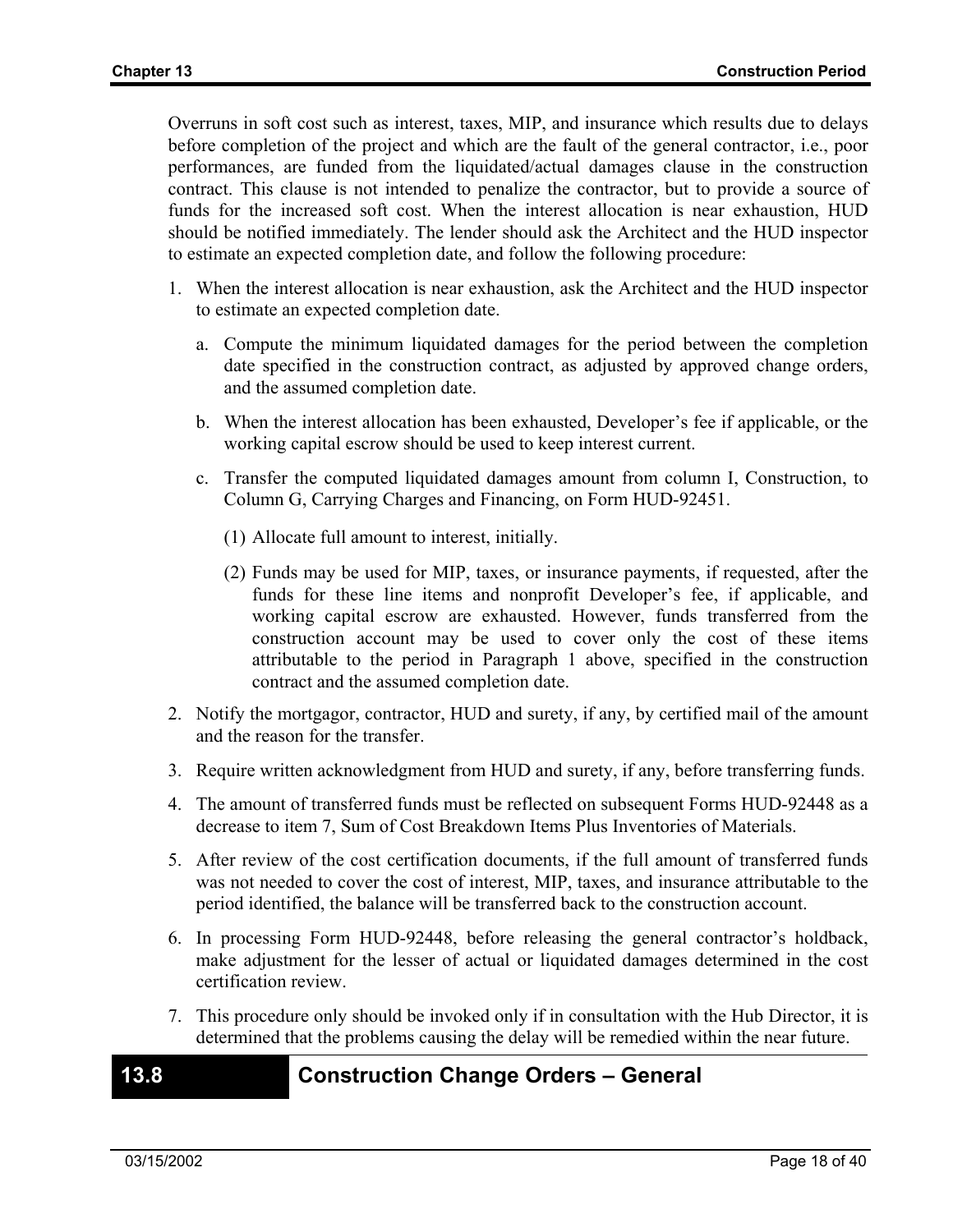Overruns in soft cost such as interest, taxes, MIP, and insurance which results due to delays before completion of the project and which are the fault of the general contractor, i.e., poor performances, are funded from the liquidated/actual damages clause in the construction contract. This clause is not intended to penalize the contractor, but to provide a source of funds for the increased soft cost. When the interest allocation is near exhaustion, HUD should be notified immediately. The lender should ask the Architect and the HUD inspector to estimate an expected completion date, and follow the following procedure:

1. When the interest allocation is near exhaustion, ask the Architect and the HUD inspector to estimate an expected completion date.
   a. Compute the minimum liquidated damages for the period between the completion date specified in the construction contract, as adjusted by approved change orders, and the assumed completion date.
   b. When the interest allocation has been exhausted, Developer's fee if applicable, or the working capital escrow should be used to keep interest current.
   c. Transfer the computed liquidated damages amount from column I, Construction, to Column G, Carrying Charges and Financing, on Form HUD-92451.
      (1) Allocate full amount to interest, initially.
      (2) Funds may be used for MIP, taxes, or insurance payments, if requested, after the funds for these line items and nonprofit Developer's fee, if applicable, and working capital escrow are exhausted. However, funds transferred from the construction account may be used to cover only the cost of these items attributable to the period in Paragraph 1 above, specified in the construction contract and the assumed completion date.
2. Notify the mortgagor, contractor, HUD and surety, if any, by certified mail of the amount and the reason for the transfer.
3. Require written acknowledgment from HUD and surety, if any, before transferring funds.
4. The amount of transferred funds must be reflected on subsequent Forms HUD-92448 as a decrease to item 7, Sum of Cost Breakdown Items Plus Inventories of Materials.
5. After review of the cost certification documents, if the full amount of transferred funds was not needed to cover the cost of interest, MIP, taxes, and insurance attributable to the period identified, the balance will be transferred back to the construction account.
6. In processing Form HUD-92448, before releasing the general contractor's holdback, make adjustment for the lesser of actual or liquidated damages determined in the cost certification review.
7. This procedure only should be invoked only if in consultation with the Hub Director, it is determined that the problems causing the delay will be remedied within the near future.

## 13.8 Construction Change Orders – General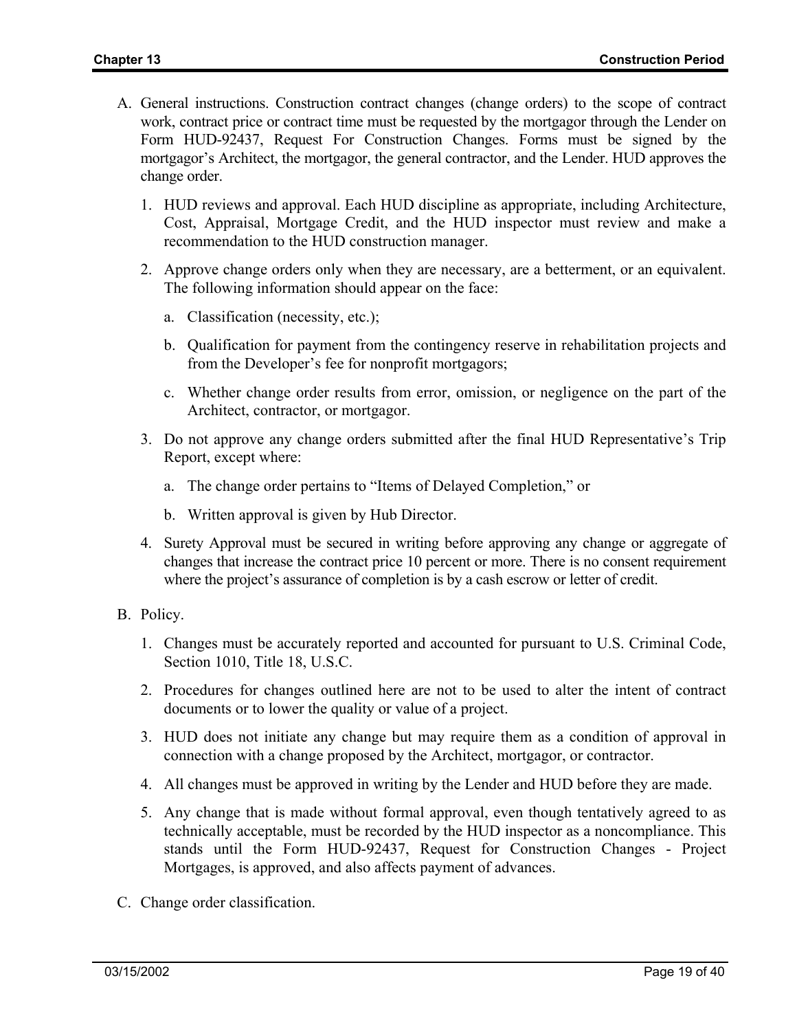A. General instructions. Construction contract changes (change orders) to the scope of contract work, contract price or contract time must be requested by the mortgagor through the Lender on Form HUD-92437, Request For Construction Changes. Forms must be signed by the mortgagor's Architect, the mortgagor, the general contractor, and the Lender. HUD approves the change order.

   1. HUD reviews and approval. Each HUD discipline as appropriate, including Architecture, Cost, Appraisal, Mortgage Credit, and the HUD inspector must review and make a recommendation to the HUD construction manager.

   2. Approve change orders only when they are necessary, are a betterment, or an equivalent. The following information should appear on the face:

      a. Classification (necessity, etc.);

      b. Qualification for payment from the contingency reserve in rehabilitation projects and from the Developer's fee for nonprofit mortgagors;

      c. Whether change order results from error, omission, or negligence on the part of the Architect, contractor, or mortgagor.

   3. Do not approve any change orders submitted after the final HUD Representative's Trip Report, except where:

      a. The change order pertains to "Items of Delayed Completion," or

      b. Written approval is given by Hub Director.

   4. Surety Approval must be secured in writing before approving any change or aggregate of changes that increase the contract price 10 percent or more. There is no consent requirement where the project's assurance of completion is by a cash escrow or letter of credit.

B. Policy.

   1. Changes must be accurately reported and accounted for pursuant to U.S. Criminal Code, Section 1010, Title 18, U.S.C.

   2. Procedures for changes outlined here are not to be used to alter the intent of contract documents or to lower the quality or value of a project.

   3. HUD does not initiate any change but may require them as a condition of approval in connection with a change proposed by the Architect, mortgagor, or contractor.

   4. All changes must be approved in writing by the Lender and HUD before they are made.

   5. Any change that is made without formal approval, even though tentatively agreed to as technically acceptable, must be recorded by the HUD inspector as a noncompliance. This stands until the Form HUD-92437, Request for Construction Changes - Project Mortgages, is approved, and also affects payment of advances.

C. Change order classification.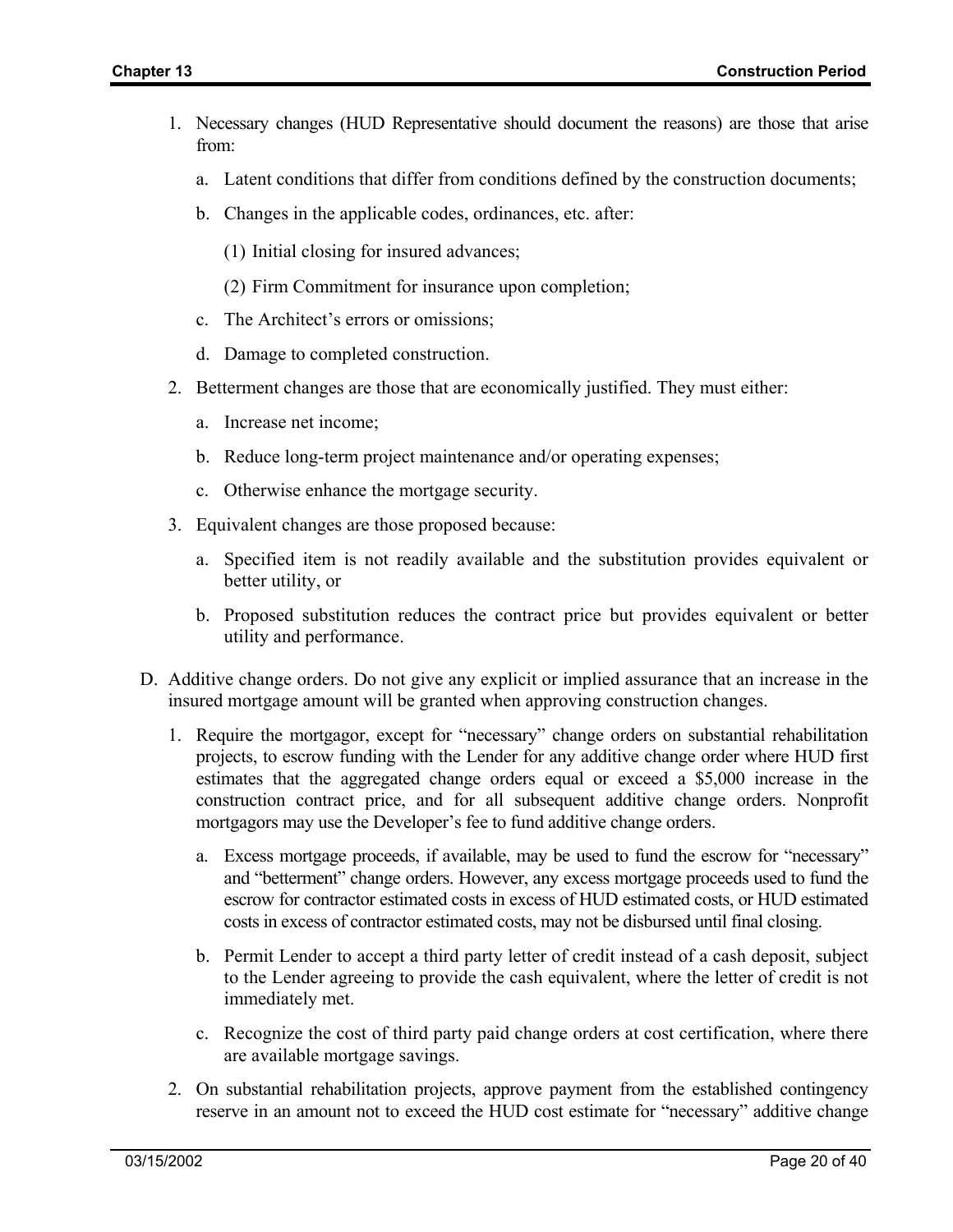1. Necessary changes (HUD Representative should document the reasons) are those that arise from:

   a. Latent conditions that differ from conditions defined by the construction documents;

   b. Changes in the applicable codes, ordinances, etc. after:

      (1) Initial closing for insured advances;

      (2) Firm Commitment for insurance upon completion;

   c. The Architect's errors or omissions;

   d. Damage to completed construction.

2. Betterment changes are those that are economically justified. They must either:

   a. Increase net income;

   b. Reduce long-term project maintenance and/or operating expenses;

   c. Otherwise enhance the mortgage security.

3. Equivalent changes are those proposed because:

   a. Specified item is not readily available and the substitution provides equivalent or better utility, or

   b. Proposed substitution reduces the contract price but provides equivalent or better utility and performance.

D. Additive change orders. Do not give any explicit or implied assurance that an increase in the insured mortgage amount will be granted when approving construction changes.

1. Require the mortgagor, except for "necessary" change orders on substantial rehabilitation projects, to escrow funding with the Lender for any additive change order where HUD first estimates that the aggregated change orders equal or exceed a $5,000 increase in the construction contract price, and for all subsequent additive change orders. Nonprofit mortgagors may use the Developer's fee to fund additive change orders.

   a. Excess mortgage proceeds, if available, may be used to fund the escrow for "necessary" and "betterment" change orders. However, any excess mortgage proceeds used to fund the escrow for contractor estimated costs in excess of HUD estimated costs, or HUD estimated costs in excess of contractor estimated costs, may not be disbursed until final closing.

   b. Permit Lender to accept a third party letter of credit instead of a cash deposit, subject to the Lender agreeing to provide the cash equivalent, where the letter of credit is not immediately met.

   c. Recognize the cost of third party paid change orders at cost certification, where there are available mortgage savings.

2. On substantial rehabilitation projects, approve payment from the established contingency reserve in an amount not to exceed the HUD cost estimate for "necessary" additive change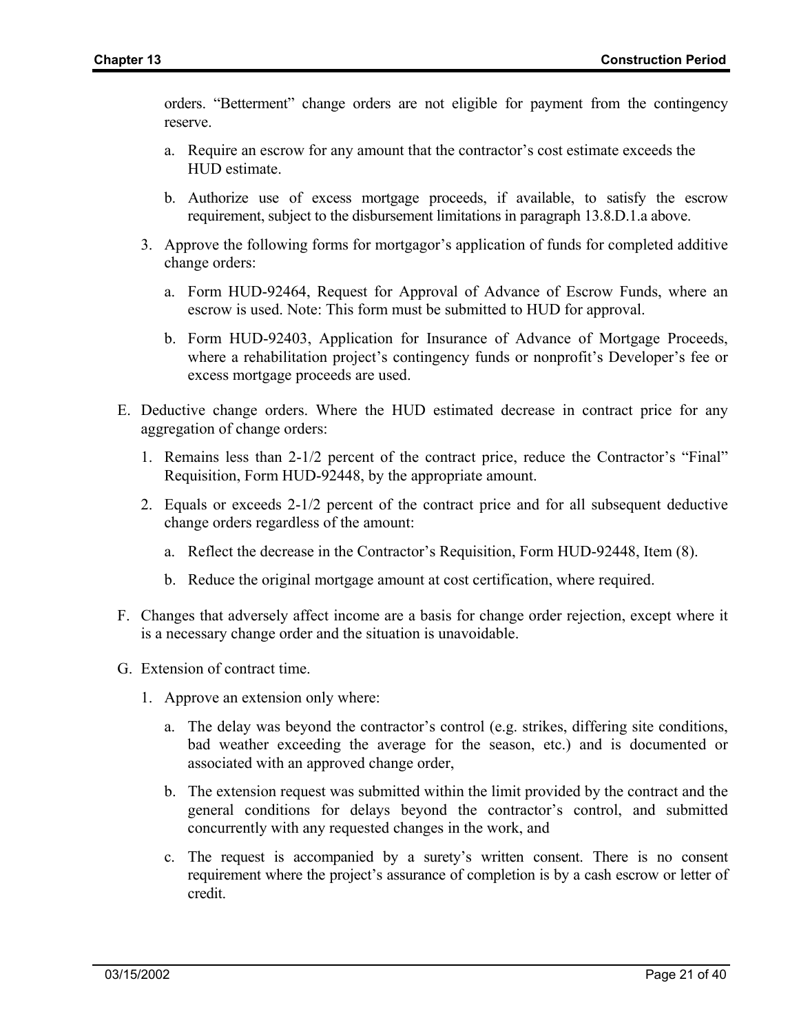orders. "Betterment" change orders are not eligible for payment from the contingency reserve.

   a. Require an escrow for any amount that the contractor's cost estimate exceeds the HUD estimate.

   b. Authorize use of excess mortgage proceeds, if available, to satisfy the escrow requirement, subject to the disbursement limitations in paragraph 13.8.D.1.a above.

3. Approve the following forms for mortgagor's application of funds for completed additive change orders:

   a. Form HUD-92464, Request for Approval of Advance of Escrow Funds, where an escrow is used. Note: This form must be submitted to HUD for approval.

   b. Form HUD-92403, Application for Insurance of Advance of Mortgage Proceeds, where a rehabilitation project's contingency funds or nonprofit's Developer's fee or excess mortgage proceeds are used.

E. Deductive change orders. Where the HUD estimated decrease in contract price for any aggregation of change orders:

   1. Remains less than 2-1/2 percent of the contract price, reduce the Contractor's "Final" Requisition, Form HUD-92448, by the appropriate amount.

   2. Equals or exceeds 2-1/2 percent of the contract price and for all subsequent deductive change orders regardless of the amount:

      a. Reflect the decrease in the Contractor's Requisition, Form HUD-92448, Item (8).

      b. Reduce the original mortgage amount at cost certification, where required.

F. Changes that adversely affect income are a basis for change order rejection, except where it is a necessary change order and the situation is unavoidable.

G. Extension of contract time.

   1. Approve an extension only where:

      a. The delay was beyond the contractor's control (e.g. strikes, differing site conditions, bad weather exceeding the average for the season, etc.) and is documented or associated with an approved change order,

      b. The extension request was submitted within the limit provided by the contract and the general conditions for delays beyond the contractor's control, and submitted concurrently with any requested changes in the work, and

      c. The request is accompanied by a surety's written consent. There is no consent requirement where the project's assurance of completion is by a cash escrow or letter of credit.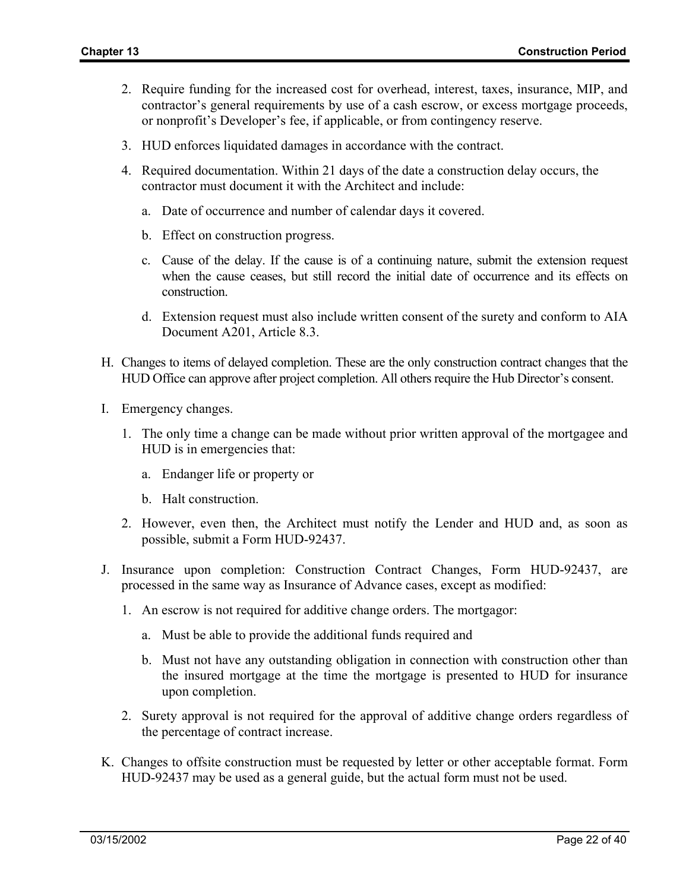2. Require funding for the increased cost for overhead, interest, taxes, insurance, MIP, and contractor's general requirements by use of a cash escrow, or excess mortgage proceeds, or nonprofit's Developer's fee, if applicable, or from contingency reserve.

3. HUD enforces liquidated damages in accordance with the contract.

4. Required documentation. Within 21 days of the date a construction delay occurs, the contractor must document it with the Architect and include:

   a. Date of occurrence and number of calendar days it covered.

   b. Effect on construction progress.

   c. Cause of the delay. If the cause is of a continuing nature, submit the extension request when the cause ceases, but still record the initial date of occurrence and its effects on construction.

   d. Extension request must also include written consent of the surety and conform to AIA Document A201, Article 8.3.

H. Changes to items of delayed completion. These are the only construction contract changes that the HUD Office can approve after project completion. All others require the Hub Director's consent.

I. Emergency changes.

1. The only time a change can be made without prior written approval of the mortgagee and HUD is in emergencies that:

   a. Endanger life or property or

   b. Halt construction.

2. However, even then, the Architect must notify the Lender and HUD and, as soon as possible, submit a Form HUD-92437.

J. Insurance upon completion: Construction Contract Changes, Form HUD-92437, are processed in the same way as Insurance of Advance cases, except as modified:

1. An escrow is not required for additive change orders. The mortgagor:

   a. Must be able to provide the additional funds required and

   b. Must not have any outstanding obligation in connection with construction other than the insured mortgage at the time the mortgage is presented to HUD for insurance upon completion.

2. Surety approval is not required for the approval of additive change orders regardless of the percentage of contract increase.

K. Changes to offsite construction must be requested by letter or other acceptable format. Form HUD-92437 may be used as a general guide, but the actual form must not be used.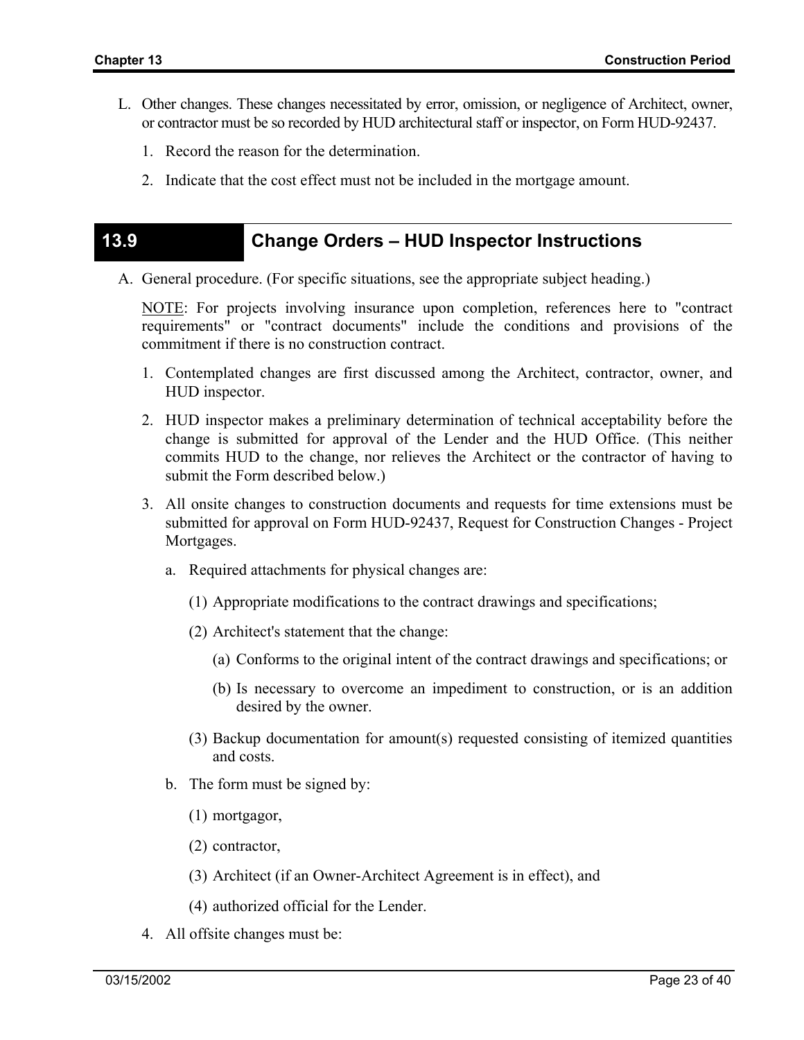L. Other changes. These changes necessitated by error, omission, or negligence of Architect, owner, or contractor must be so recorded by HUD architectural staff or inspector, on Form HUD-92437.

   1. Record the reason for the determination.

   2. Indicate that the cost effect must not be included in the mortgage amount.

## 13.9 Change Orders – HUD Inspector Instructions

A. General procedure. (For specific situations, see the appropriate subject heading.)

   NOTE: For projects involving insurance upon completion, references here to "contract requirements" or "contract documents" include the conditions and provisions of the commitment if there is no construction contract.

   1. Contemplated changes are first discussed among the Architect, contractor, owner, and HUD inspector.

   2. HUD inspector makes a preliminary determination of technical acceptability before the change is submitted for approval of the Lender and the HUD Office. (This neither commits HUD to the change, nor relieves the Architect or the contractor of having to submit the Form described below.)

   3. All onsite changes to construction documents and requests for time extensions must be submitted for approval on Form HUD-92437, Request for Construction Changes - Project Mortgages.

      a. Required attachments for physical changes are:

         (1) Appropriate modifications to the contract drawings and specifications;

         (2) Architect's statement that the change:

            (a) Conforms to the original intent of the contract drawings and specifications; or

            (b) Is necessary to overcome an impediment to construction, or is an addition desired by the owner.

         (3) Backup documentation for amount(s) requested consisting of itemized quantities and costs.

      b. The form must be signed by:

         (1) mortgagor,

         (2) contractor,

         (3) Architect (if an Owner-Architect Agreement is in effect), and

         (4) authorized official for the Lender.

   4. All offsite changes must be: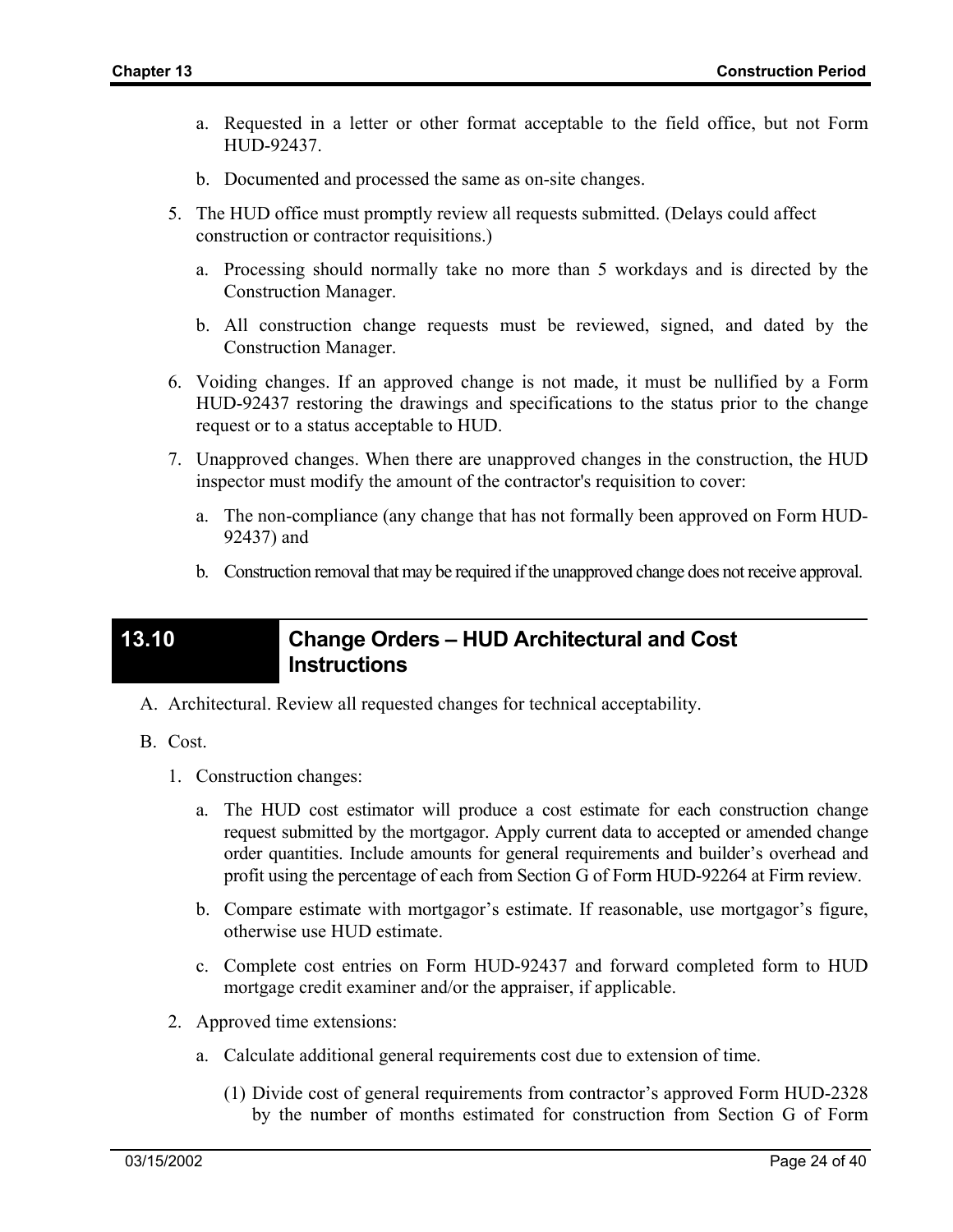a. Requested in a letter or other format acceptable to the field office, but not Form HUD-92437.

b. Documented and processed the same as on-site changes.

5. The HUD office must promptly review all requests submitted. (Delays could affect construction or contractor requisitions.)

   a. Processing should normally take no more than 5 workdays and is directed by the Construction Manager.

   b. All construction change requests must be reviewed, signed, and dated by the Construction Manager.

6. Voiding changes. If an approved change is not made, it must be nullified by a Form HUD-92437 restoring the drawings and specifications to the status prior to the change request or to a status acceptable to HUD.

7. Unapproved changes. When there are unapproved changes in the construction, the HUD inspector must modify the amount of the contractor's requisition to cover:

   a. The non-compliance (any change that has not formally been approved on Form HUD-92437) and

   b. Construction removal that may be required if the unapproved change does not receive approval.

## 13.10 Change Orders – HUD Architectural and Cost Instructions

A. Architectural. Review all requested changes for technical acceptability.

B. Cost.

1. Construction changes:

   a. The HUD cost estimator will produce a cost estimate for each construction change request submitted by the mortgagor. Apply current data to accepted or amended change order quantities. Include amounts for general requirements and builder's overhead and profit using the percentage of each from Section G of Form HUD-92264 at Firm review.

   b. Compare estimate with mortgagor's estimate. If reasonable, use mortgagor's figure, otherwise use HUD estimate.

   c. Complete cost entries on Form HUD-92437 and forward completed form to HUD mortgage credit examiner and/or the appraiser, if applicable.

2. Approved time extensions:

   a. Calculate additional general requirements cost due to extension of time.

      (1) Divide cost of general requirements from contractor's approved Form HUD-2328 by the number of months estimated for construction from Section G of Form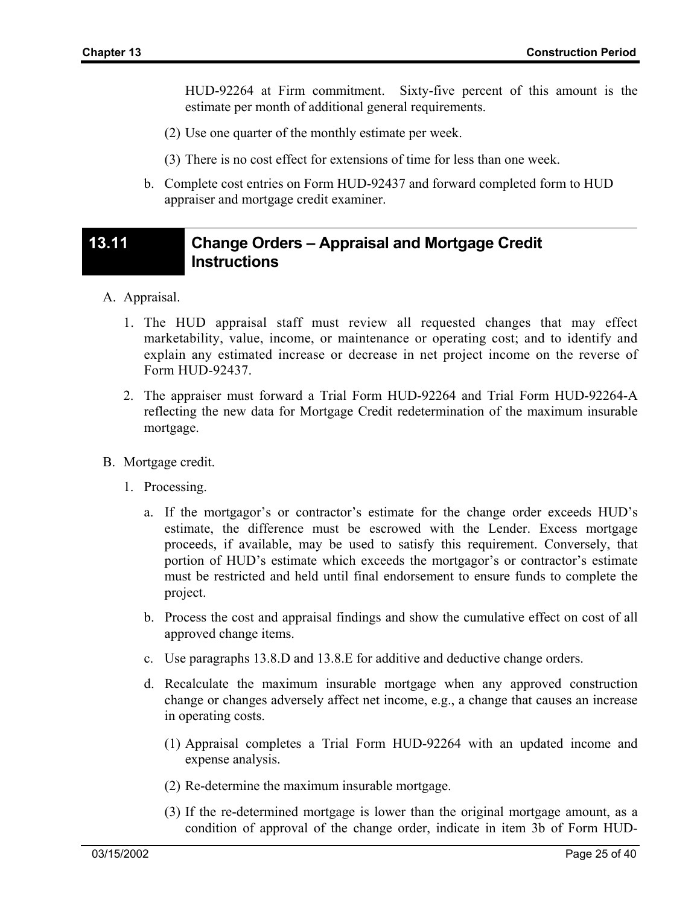HUD-92264 at Firm commitment. Sixty-five percent of this amount is the estimate per month of additional general requirements.

(2) Use one quarter of the monthly estimate per week.

(3) There is no cost effect for extensions of time for less than one week.

b. Complete cost entries on Form HUD-92437 and forward completed form to HUD appraiser and mortgage credit examiner.

## 13.11 Change Orders – Appraisal and Mortgage Credit Instructions

A. Appraisal.

1. The HUD appraisal staff must review all requested changes that may effect marketability, value, income, or maintenance or operating cost; and to identify and explain any estimated increase or decrease in net project income on the reverse of Form HUD-92437.

2. The appraiser must forward a Trial Form HUD-92264 and Trial Form HUD-92264-A reflecting the new data for Mortgage Credit redetermination of the maximum insurable mortgage.

B. Mortgage credit.

1. Processing.

a. If the mortgagor's or contractor's estimate for the change order exceeds HUD's estimate, the difference must be escrowed with the Lender. Excess mortgage proceeds, if available, may be used to satisfy this requirement. Conversely, that portion of HUD's estimate which exceeds the mortgagor's or contractor's estimate must be restricted and held until final endorsement to ensure funds to complete the project.

b. Process the cost and appraisal findings and show the cumulative effect on cost of all approved change items.

c. Use paragraphs 13.8.D and 13.8.E for additive and deductive change orders.

d. Recalculate the maximum insurable mortgage when any approved construction change or changes adversely affect net income, e.g., a change that causes an increase in operating costs.

(1) Appraisal completes a Trial Form HUD-92264 with an updated income and expense analysis.

(2) Re-determine the maximum insurable mortgage.

(3) If the re-determined mortgage is lower than the original mortgage amount, as a condition of approval of the change order, indicate in item 3b of Form HUD-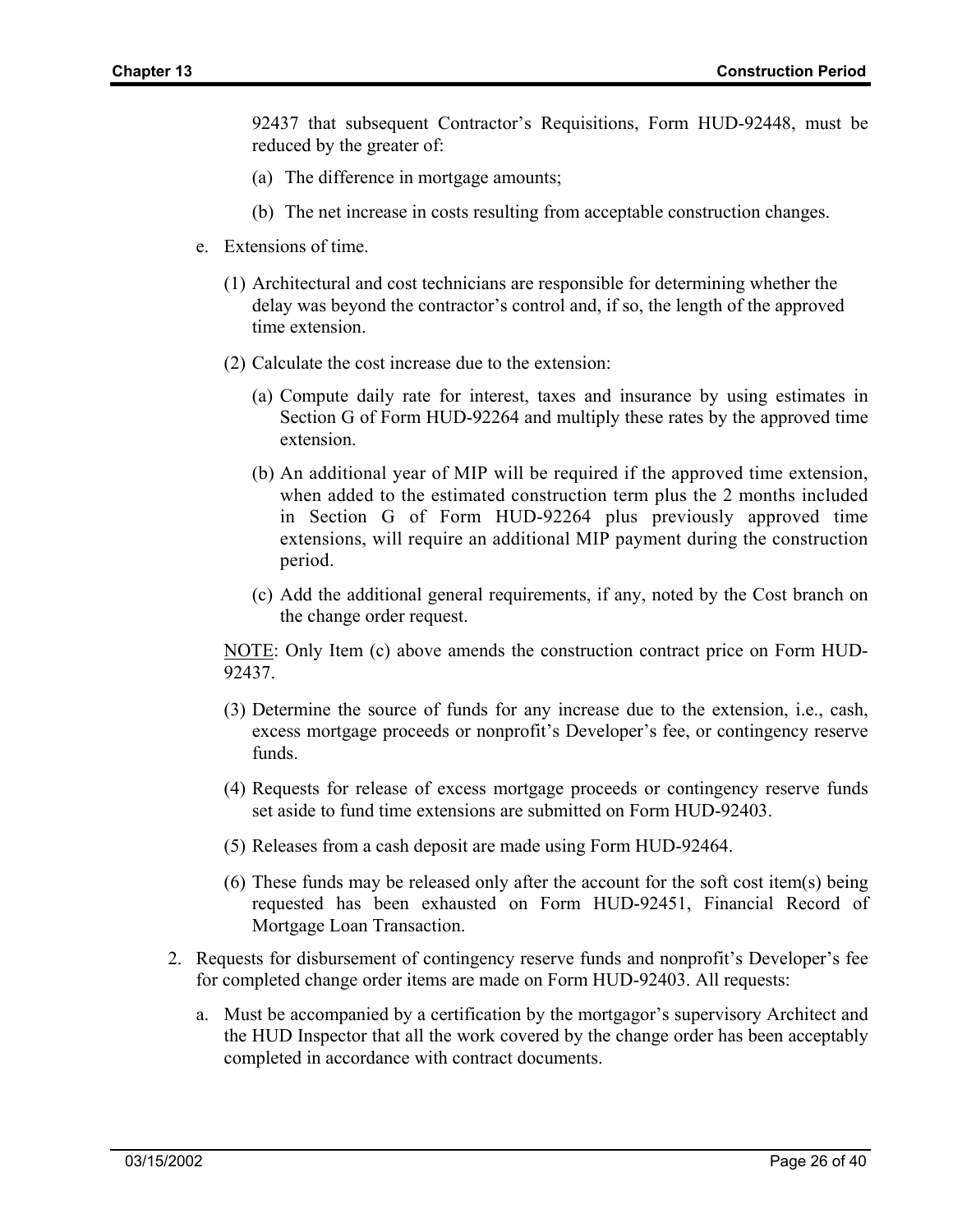92437 that subsequent Contractor's Requisitions, Form HUD-92448, must be reduced by the greater of:

(a) The difference in mortgage amounts;

(b) The net increase in costs resulting from acceptable construction changes.

e. Extensions of time.

(1) Architectural and cost technicians are responsible for determining whether the delay was beyond the contractor's control and, if so, the length of the approved time extension.

(2) Calculate the cost increase due to the extension:

(a) Compute daily rate for interest, taxes and insurance by using estimates in Section G of Form HUD-92264 and multiply these rates by the approved time extension.

(b) An additional year of MIP will be required if the approved time extension, when added to the estimated construction term plus the 2 months included in Section G of Form HUD-92264 plus previously approved time extensions, will require an additional MIP payment during the construction period.

(c) Add the additional general requirements, if any, noted by the Cost branch on the change order request.

NOTE: Only Item (c) above amends the construction contract price on Form HUD-92437.

(3) Determine the source of funds for any increase due to the extension, i.e., cash, excess mortgage proceeds or nonprofit's Developer's fee, or contingency reserve funds.

(4) Requests for release of excess mortgage proceeds or contingency reserve funds set aside to fund time extensions are submitted on Form HUD-92403.

(5) Releases from a cash deposit are made using Form HUD-92464.

(6) These funds may be released only after the account for the soft cost item(s) being requested has been exhausted on Form HUD-92451, Financial Record of Mortgage Loan Transaction.

2. Requests for disbursement of contingency reserve funds and nonprofit's Developer's fee for completed change order items are made on Form HUD-92403. All requests:

a. Must be accompanied by a certification by the mortgagor's supervisory Architect and the HUD Inspector that all the work covered by the change order has been acceptably completed in accordance with contract documents.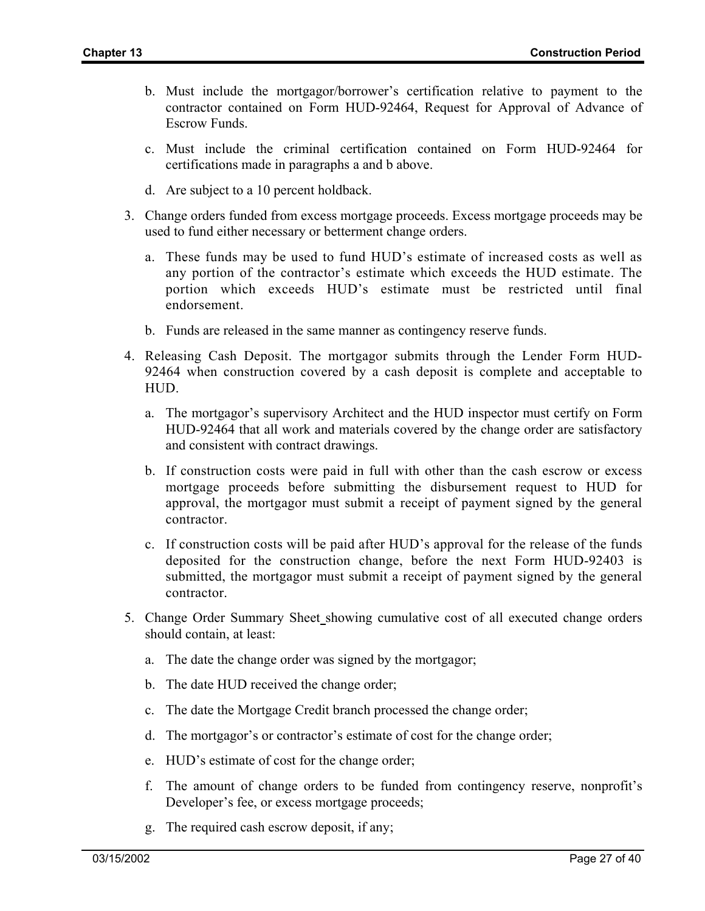b. Must include the mortgagor/borrower's certification relative to payment to the contractor contained on Form HUD-92464, Request for Approval of Advance of Escrow Funds.

c. Must include the criminal certification contained on Form HUD-92464 for certifications made in paragraphs a and b above.

d. Are subject to a 10 percent holdback.

3. Change orders funded from excess mortgage proceeds. Excess mortgage proceeds may be used to fund either necessary or betterment change orders.

   a. These funds may be used to fund HUD's estimate of increased costs as well as any portion of the contractor's estimate which exceeds the HUD estimate. The portion which exceeds HUD's estimate must be restricted until final endorsement.

   b. Funds are released in the same manner as contingency reserve funds.

4. Releasing Cash Deposit. The mortgagor submits through the Lender Form HUD-92464 when construction covered by a cash deposit is complete and acceptable to HUD.

   a. The mortgagor's supervisory Architect and the HUD inspector must certify on Form HUD-92464 that all work and materials covered by the change order are satisfactory and consistent with contract drawings.

   b. If construction costs were paid in full with other than the cash escrow or excess mortgage proceeds before submitting the disbursement request to HUD for approval, the mortgagor must submit a receipt of payment signed by the general contractor.

   c. If construction costs will be paid after HUD's approval for the release of the funds deposited for the construction change, before the next Form HUD-92403 is submitted, the mortgagor must submit a receipt of payment signed by the general contractor.

5. Change Order Summary Sheet showing cumulative cost of all executed change orders should contain, at least:

   a. The date the change order was signed by the mortgagor;

   b. The date HUD received the change order;

   c. The date the Mortgage Credit branch processed the change order;

   d. The mortgagor's or contractor's estimate of cost for the change order;

   e. HUD's estimate of cost for the change order;

   f. The amount of change orders to be funded from contingency reserve, nonprofit's Developer's fee, or excess mortgage proceeds;

   g. The required cash escrow deposit, if any;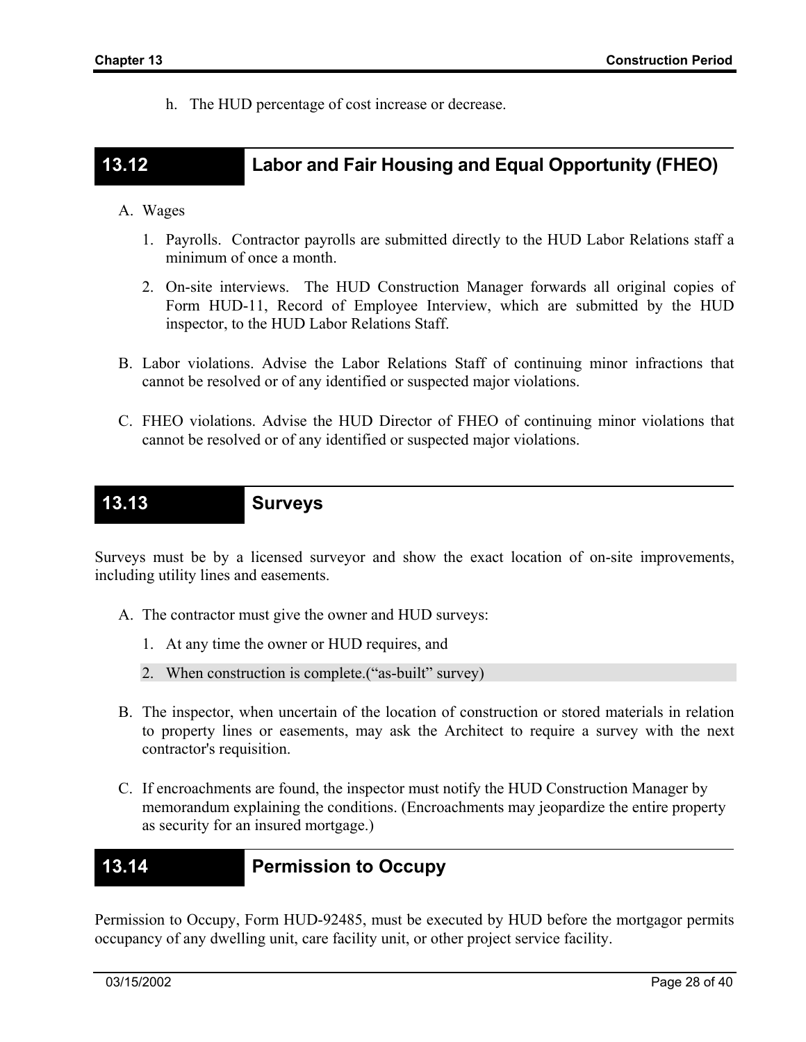h. The HUD percentage of cost increase or decrease.

## 13.12 Labor and Fair Housing and Equal Opportunity (FHEO)

A. Wages

1. Payrolls. Contractor payrolls are submitted directly to the HUD Labor Relations staff a minimum of once a month.
2. On-site interviews. The HUD Construction Manager forwards all original copies of Form HUD-11, Record of Employee Interview, which are submitted by the HUD inspector, to the HUD Labor Relations Staff.

B. Labor violations. Advise the Labor Relations Staff of continuing minor infractions that cannot be resolved or of any identified or suspected major violations.

C. FHEO violations. Advise the HUD Director of FHEO of continuing minor violations that cannot be resolved or of any identified or suspected major violations.

## 13.13 Surveys

Surveys must be by a licensed surveyor and show the exact location of on-site improvements, including utility lines and easements.

A. The contractor must give the owner and HUD surveys:

1. At any time the owner or HUD requires, and
2. When construction is complete.(“as-built” survey)

B. The inspector, when uncertain of the location of construction or stored materials in relation to property lines or easements, may ask the Architect to require a survey with the next contractor's requisition.

C. If encroachments are found, the inspector must notify the HUD Construction Manager by memorandum explaining the conditions. (Encroachments may jeopardize the entire property as security for an insured mortgage.)

## 13.14 Permission to Occupy

Permission to Occupy, Form HUD-92485, must be executed by HUD before the mortgagor permits occupancy of any dwelling unit, care facility unit, or other project service facility.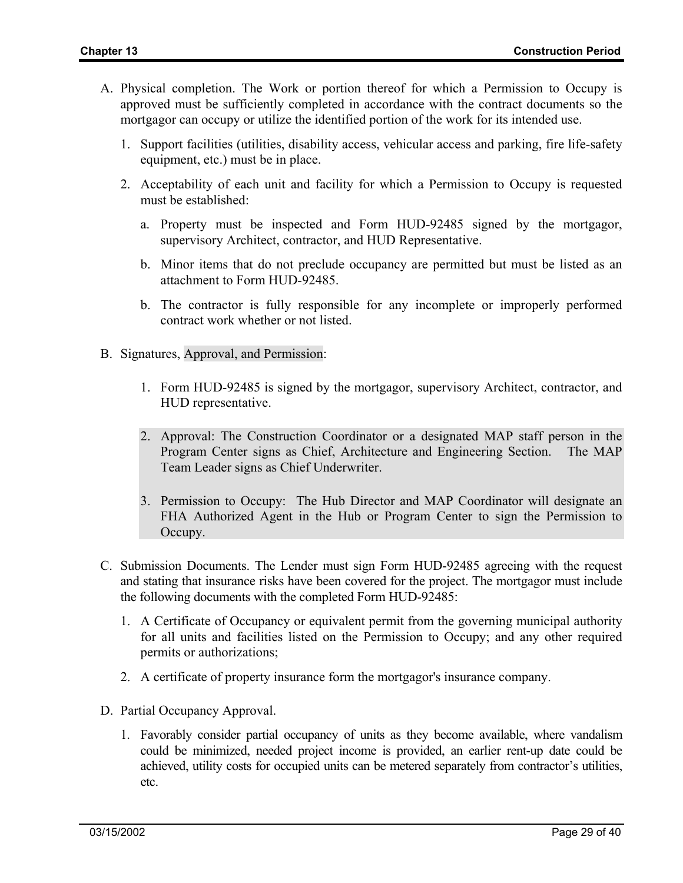A. Physical completion. The Work or portion thereof for which a Permission to Occupy is approved must be sufficiently completed in accordance with the contract documents so the mortgagor can occupy or utilize the identified portion of the work for its intended use.

   1. Support facilities (utilities, disability access, vehicular access and parking, fire life-safety equipment, etc.) must be in place.

   2. Acceptability of each unit and facility for which a Permission to Occupy is requested must be established:

      a. Property must be inspected and Form HUD-92485 signed by the mortgagor, supervisory Architect, contractor, and HUD Representative.

      b. Minor items that do not preclude occupancy are permitted but must be listed as an attachment to Form HUD-92485.

      b. The contractor is fully responsible for any incomplete or improperly performed contract work whether or not listed.

B. Signatures, Approval, and Permission:

   1. Form HUD-92485 is signed by the mortgagor, supervisory Architect, contractor, and HUD representative.

   2. Approval: The Construction Coordinator or a designated MAP staff person in the Program Center signs as Chief, Architecture and Engineering Section. The MAP Team Leader signs as Chief Underwriter.

   3. Permission to Occupy: The Hub Director and MAP Coordinator will designate an FHA Authorized Agent in the Hub or Program Center to sign the Permission to Occupy.

C. Submission Documents. The Lender must sign Form HUD-92485 agreeing with the request and stating that insurance risks have been covered for the project. The mortgagor must include the following documents with the completed Form HUD-92485:

   1. A Certificate of Occupancy or equivalent permit from the governing municipal authority for all units and facilities listed on the Permission to Occupy; and any other required permits or authorizations;

   2. A certificate of property insurance form the mortgagor's insurance company.

D. Partial Occupancy Approval.

   1. Favorably consider partial occupancy of units as they become available, where vandalism could be minimized, needed project income is provided, an earlier rent-up date could be achieved, utility costs for occupied units can be metered separately from contractor's utilities, etc.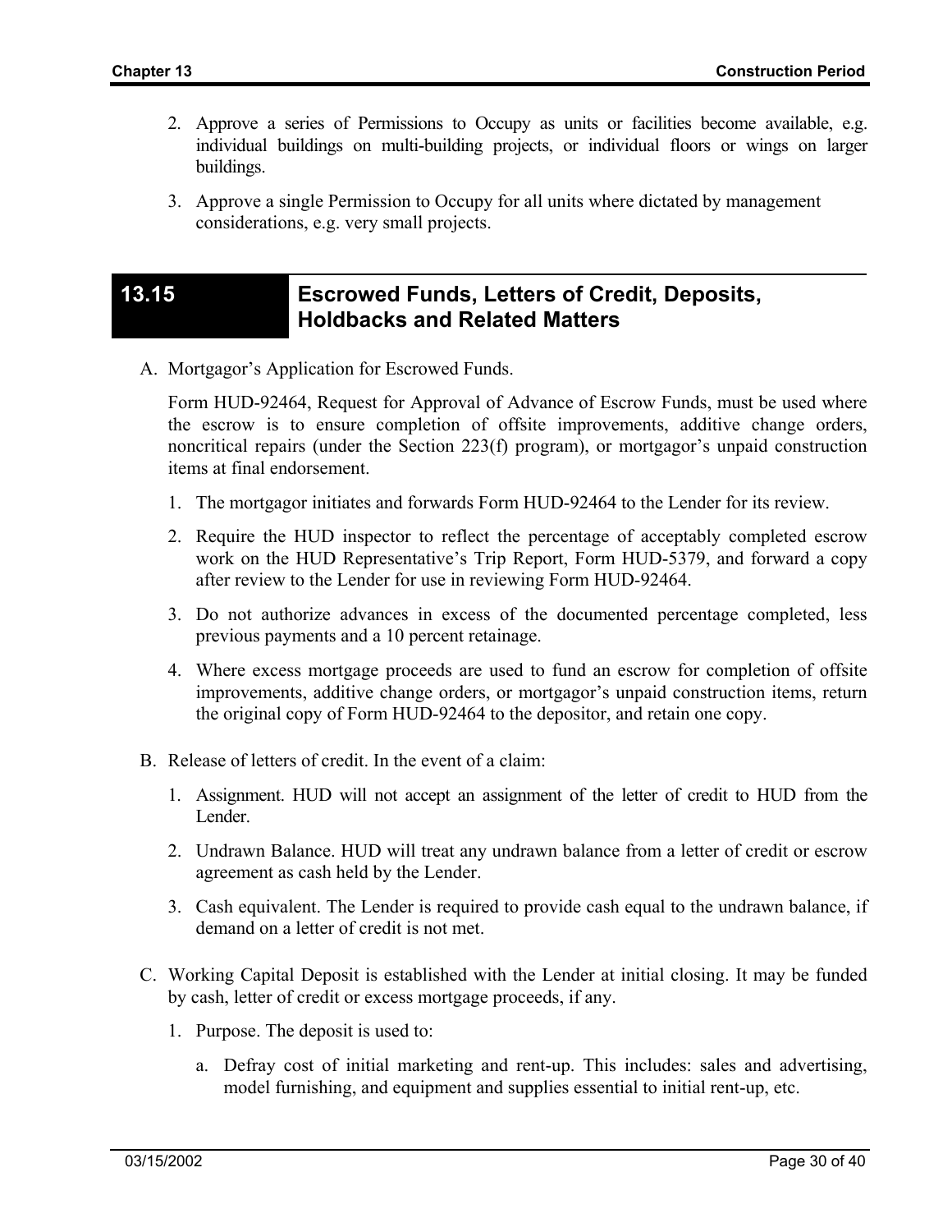2. Approve a series of Permissions to Occupy as units or facilities become available, e.g. individual buildings on multi-building projects, or individual floors or wings on larger buildings.

3. Approve a single Permission to Occupy for all units where dictated by management considerations, e.g. very small projects.

## 13.15 Escrowed Funds, Letters of Credit, Deposits, Holdbacks and Related Matters

A. Mortgagor's Application for Escrowed Funds.

   Form HUD-92464, Request for Approval of Advance of Escrow Funds, must be used where the escrow is to ensure completion of offsite improvements, additive change orders, noncritical repairs (under the Section 223(f) program), or mortgagor's unpaid construction items at final endorsement.

   1. The mortgagor initiates and forwards Form HUD-92464 to the Lender for its review.

   2. Require the HUD inspector to reflect the percentage of acceptably completed escrow work on the HUD Representative's Trip Report, Form HUD-5379, and forward a copy after review to the Lender for use in reviewing Form HUD-92464.

   3. Do not authorize advances in excess of the documented percentage completed, less previous payments and a 10 percent retainage.

   4. Where excess mortgage proceeds are used to fund an escrow for completion of offsite improvements, additive change orders, or mortgagor's unpaid construction items, return the original copy of Form HUD-92464 to the depositor, and retain one copy.

B. Release of letters of credit. In the event of a claim:

   1. Assignment. HUD will not accept an assignment of the letter of credit to HUD from the Lender.

   2. Undrawn Balance. HUD will treat any undrawn balance from a letter of credit or escrow agreement as cash held by the Lender.

   3. Cash equivalent. The Lender is required to provide cash equal to the undrawn balance, if demand on a letter of credit is not met.

C. Working Capital Deposit is established with the Lender at initial closing. It may be funded by cash, letter of credit or excess mortgage proceeds, if any.

   1. Purpose. The deposit is used to:

      a. Defray cost of initial marketing and rent-up. This includes: sales and advertising, model furnishing, and equipment and supplies essential to initial rent-up, etc.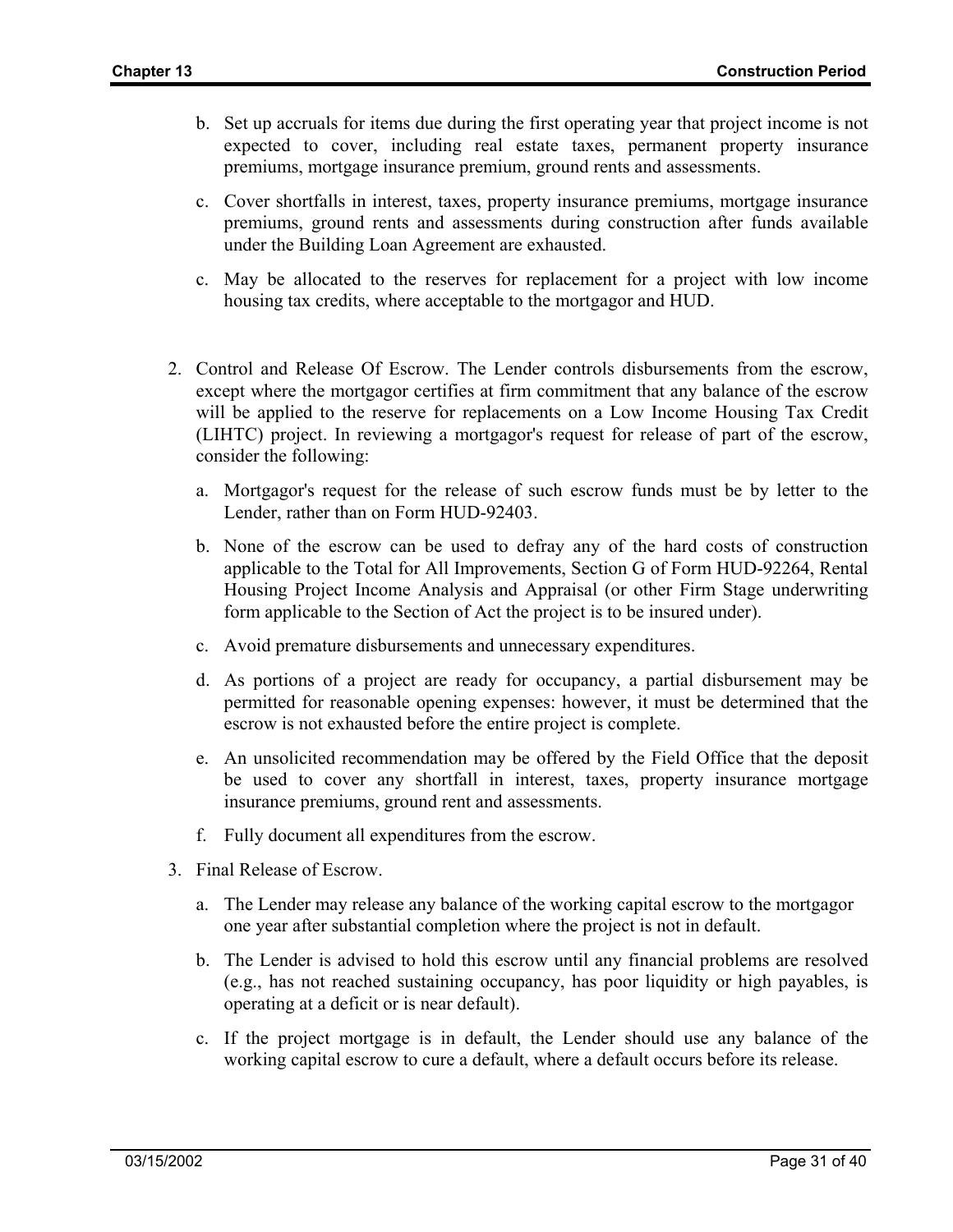b. Set up accruals for items due during the first operating year that project income is not expected to cover, including real estate taxes, permanent property insurance premiums, mortgage insurance premium, ground rents and assessments.

c. Cover shortfalls in interest, taxes, property insurance premiums, mortgage insurance premiums, ground rents and assessments during construction after funds available under the Building Loan Agreement are exhausted.

c. May be allocated to the reserves for replacement for a project with low income housing tax credits, where acceptable to the mortgagor and HUD.

2. Control and Release Of Escrow. The Lender controls disbursements from the escrow, except where the mortgagor certifies at firm commitment that any balance of the escrow will be applied to the reserve for replacements on a Low Income Housing Tax Credit (LIHTC) project. In reviewing a mortgagor's request for release of part of the escrow, consider the following:

   a. Mortgagor's request for the release of such escrow funds must be by letter to the Lender, rather than on Form HUD-92403.

   b. None of the escrow can be used to defray any of the hard costs of construction applicable to the Total for All Improvements, Section G of Form HUD-92264, Rental Housing Project Income Analysis and Appraisal (or other Firm Stage underwriting form applicable to the Section of Act the project is to be insured under).

   c. Avoid premature disbursements and unnecessary expenditures.

   d. As portions of a project are ready for occupancy, a partial disbursement may be permitted for reasonable opening expenses: however, it must be determined that the escrow is not exhausted before the entire project is complete.

   e. An unsolicited recommendation may be offered by the Field Office that the deposit be used to cover any shortfall in interest, taxes, property insurance mortgage insurance premiums, ground rent and assessments.

   f. Fully document all expenditures from the escrow.

3. Final Release of Escrow.

   a. The Lender may release any balance of the working capital escrow to the mortgagor one year after substantial completion where the project is not in default.

   b. The Lender is advised to hold this escrow until any financial problems are resolved (e.g., has not reached sustaining occupancy, has poor liquidity or high payables, is operating at a deficit or is near default).

   c. If the project mortgage is in default, the Lender should use any balance of the working capital escrow to cure a default, where a default occurs before its release.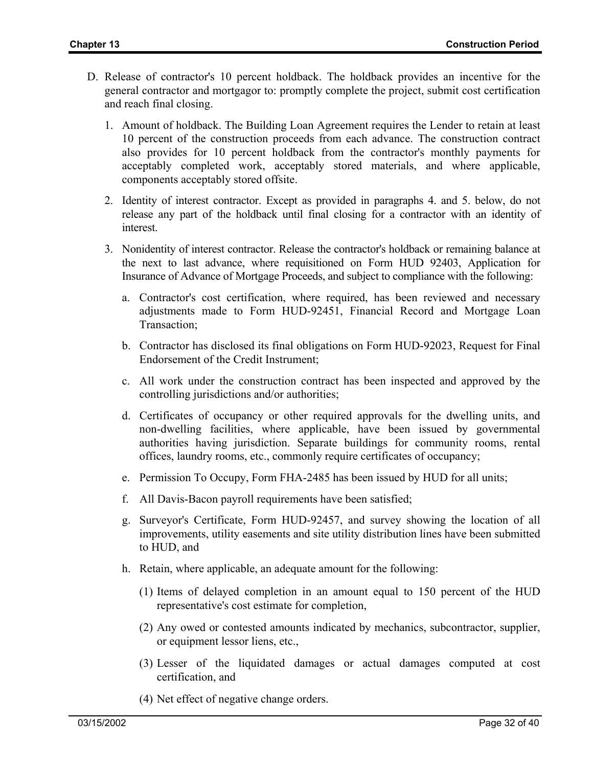D. Release of contractor's 10 percent holdback. The holdback provides an incentive for the general contractor and mortgagor to: promptly complete the project, submit cost certification and reach final closing.

   1. Amount of holdback. The Building Loan Agreement requires the Lender to retain at least 10 percent of the construction proceeds from each advance. The construction contract also provides for 10 percent holdback from the contractor's monthly payments for acceptably completed work, acceptably stored materials, and where applicable, components acceptably stored offsite.

   2. Identity of interest contractor. Except as provided in paragraphs 4. and 5. below, do not release any part of the holdback until final closing for a contractor with an identity of interest.

   3. Nonidentity of interest contractor. Release the contractor's holdback or remaining balance at the next to last advance, where requisitioned on Form HUD 92403, Application for Insurance of Advance of Mortgage Proceeds, and subject to compliance with the following:

      a. Contractor's cost certification, where required, has been reviewed and necessary adjustments made to Form HUD-92451, Financial Record and Mortgage Loan Transaction;

      b. Contractor has disclosed its final obligations on Form HUD-92023, Request for Final Endorsement of the Credit Instrument;

      c. All work under the construction contract has been inspected and approved by the controlling jurisdictions and/or authorities;

      d. Certificates of occupancy or other required approvals for the dwelling units, and non-dwelling facilities, where applicable, have been issued by governmental authorities having jurisdiction. Separate buildings for community rooms, rental offices, laundry rooms, etc., commonly require certificates of occupancy;

      e. Permission To Occupy, Form FHA-2485 has been issued by HUD for all units;

      f. All Davis-Bacon payroll requirements have been satisfied;

      g. Surveyor's Certificate, Form HUD-92457, and survey showing the location of all improvements, utility easements and site utility distribution lines have been submitted to HUD, and

      h. Retain, where applicable, an adequate amount for the following:

         (1) Items of delayed completion in an amount equal to 150 percent of the HUD representative's cost estimate for completion,

         (2) Any owed or contested amounts indicated by mechanics, subcontractor, supplier, or equipment lessor liens, etc.,

         (3) Lesser of the liquidated damages or actual damages computed at cost certification, and

         (4) Net effect of negative change orders.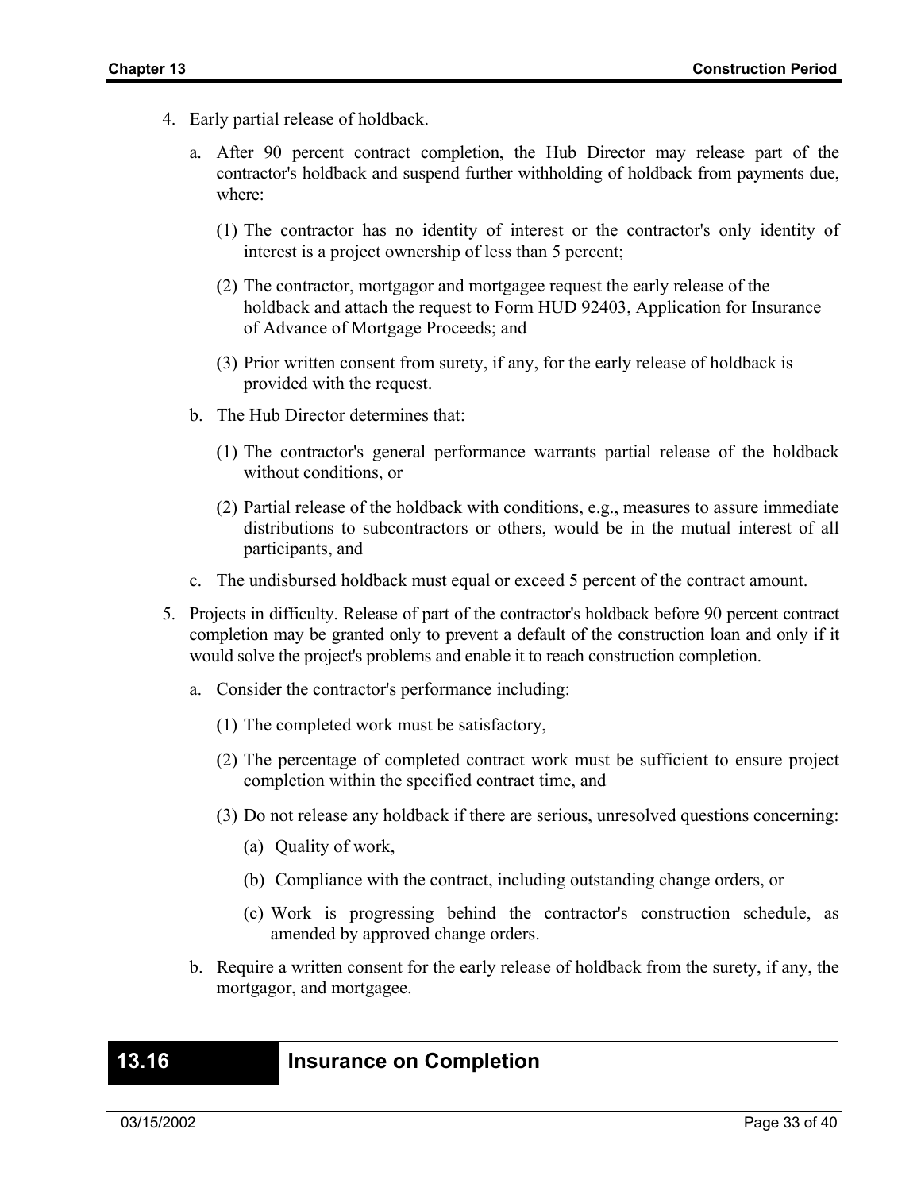4. Early partial release of holdback.

   a. After 90 percent contract completion, the Hub Director may release part of the contractor's holdback and suspend further withholding of holdback from payments due, where:

      (1) The contractor has no identity of interest or the contractor's only identity of interest is a project ownership of less than 5 percent;

      (2) The contractor, mortgagor and mortgagee request the early release of the holdback and attach the request to Form HUD 92403, Application for Insurance of Advance of Mortgage Proceeds; and

      (3) Prior written consent from surety, if any, for the early release of holdback is provided with the request.

   b. The Hub Director determines that:

      (1) The contractor's general performance warrants partial release of the holdback without conditions, or

      (2) Partial release of the holdback with conditions, e.g., measures to assure immediate distributions to subcontractors or others, would be in the mutual interest of all participants, and

   c. The undisbursed holdback must equal or exceed 5 percent of the contract amount.

5. Projects in difficulty. Release of part of the contractor's holdback before 90 percent contract completion may be granted only to prevent a default of the construction loan and only if it would solve the project's problems and enable it to reach construction completion.

   a. Consider the contractor's performance including:

      (1) The completed work must be satisfactory,

      (2) The percentage of completed contract work must be sufficient to ensure project completion within the specified contract time, and

      (3) Do not release any holdback if there are serious, unresolved questions concerning:

         (a) Quality of work,

         (b) Compliance with the contract, including outstanding change orders, or

         (c) Work is progressing behind the contractor's construction schedule, as amended by approved change orders.

   b. Require a written consent for the early release of holdback from the surety, if any, the mortgagor, and mortgagee.

## 13.16 Insurance on Completion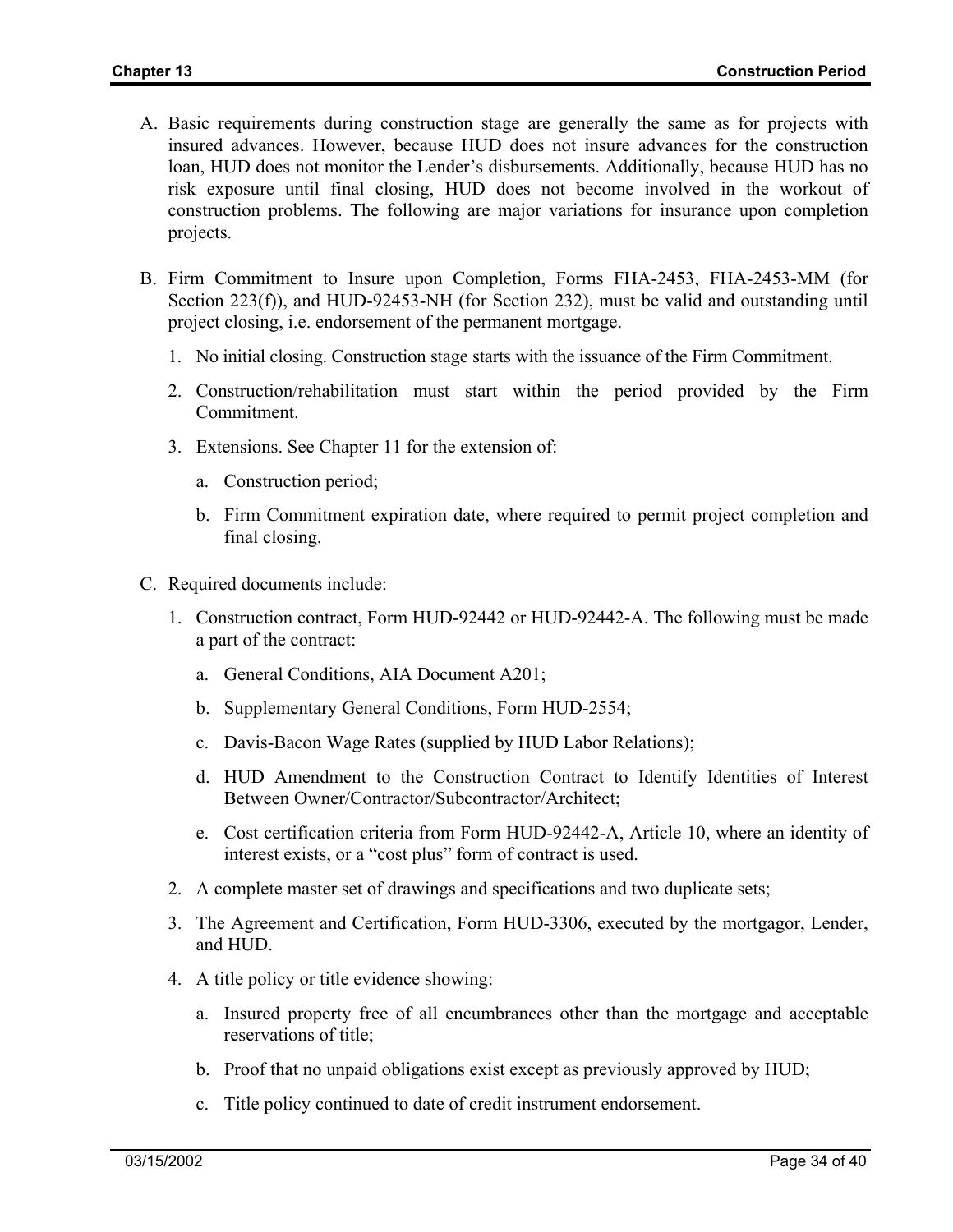A. Basic requirements during construction stage are generally the same as for projects with insured advances. However, because HUD does not insure advances for the construction loan, HUD does not monitor the Lender's disbursements. Additionally, because HUD has no risk exposure until final closing, HUD does not become involved in the workout of construction problems. The following are major variations for insurance upon completion projects.

B. Firm Commitment to Insure upon Completion, Forms FHA-2453, FHA-2453-MM (for Section 223(f)), and HUD-92453-NH (for Section 232), must be valid and outstanding until project closing, i.e. endorsement of the permanent mortgage.

   1. No initial closing. Construction stage starts with the issuance of the Firm Commitment.

   2. Construction/rehabilitation must start within the period provided by the Firm Commitment.

   3. Extensions. See Chapter 11 for the extension of:

      a. Construction period;

      b. Firm Commitment expiration date, where required to permit project completion and final closing.

C. Required documents include:

   1. Construction contract, Form HUD-92442 or HUD-92442-A. The following must be made a part of the contract:

      a. General Conditions, AIA Document A201;

      b. Supplementary General Conditions, Form HUD-2554;

      c. Davis-Bacon Wage Rates (supplied by HUD Labor Relations);

      d. HUD Amendment to the Construction Contract to Identify Identities of Interest Between Owner/Contractor/Subcontractor/Architect;

      e. Cost certification criteria from Form HUD-92442-A, Article 10, where an identity of interest exists, or a "cost plus" form of contract is used.

   2. A complete master set of drawings and specifications and two duplicate sets;

   3. The Agreement and Certification, Form HUD-3306, executed by the mortgagor, Lender, and HUD.

   4. A title policy or title evidence showing:

      a. Insured property free of all encumbrances other than the mortgage and acceptable reservations of title;

      b. Proof that no unpaid obligations exist except as previously approved by HUD;

      c. Title policy continued to date of credit instrument endorsement.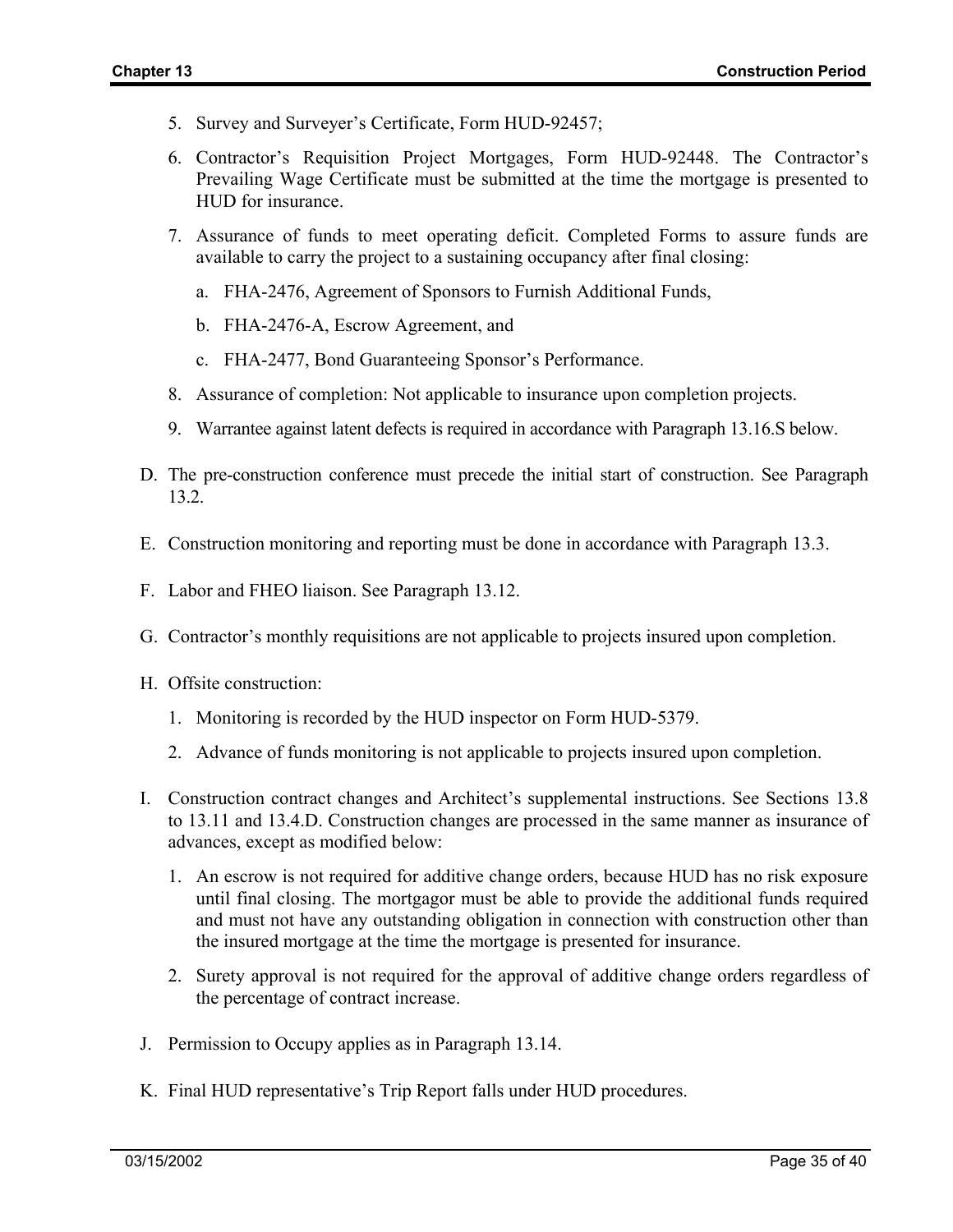5. Survey and Surveyer's Certificate, Form HUD-92457;

6. Contractor's Requisition Project Mortgages, Form HUD-92448. The Contractor's Prevailing Wage Certificate must be submitted at the time the mortgage is presented to HUD for insurance.

7. Assurance of funds to meet operating deficit. Completed Forms to assure funds are available to carry the project to a sustaining occupancy after final closing:

   a. FHA-2476, Agreement of Sponsors to Furnish Additional Funds,

   b. FHA-2476-A, Escrow Agreement, and

   c. FHA-2477, Bond Guaranteeing Sponsor's Performance.

8. Assurance of completion: Not applicable to insurance upon completion projects.

9. Warrantee against latent defects is required in accordance with Paragraph 13.16.S below.

D. The pre-construction conference must precede the initial start of construction. See Paragraph 13.2.

E. Construction monitoring and reporting must be done in accordance with Paragraph 13.3.

F. Labor and FHEO liaison. See Paragraph 13.12.

G. Contractor's monthly requisitions are not applicable to projects insured upon completion.

H. Offsite construction:

   1. Monitoring is recorded by the HUD inspector on Form HUD-5379.

   2. Advance of funds monitoring is not applicable to projects insured upon completion.

I. Construction contract changes and Architect's supplemental instructions. See Sections 13.8 to 13.11 and 13.4.D. Construction changes are processed in the same manner as insurance of advances, except as modified below:

   1. An escrow is not required for additive change orders, because HUD has no risk exposure until final closing. The mortgagor must be able to provide the additional funds required and must not have any outstanding obligation in connection with construction other than the insured mortgage at the time the mortgage is presented for insurance.

   2. Surety approval is not required for the approval of additive change orders regardless of the percentage of contract increase.

J. Permission to Occupy applies as in Paragraph 13.14.

K. Final HUD representative's Trip Report falls under HUD procedures.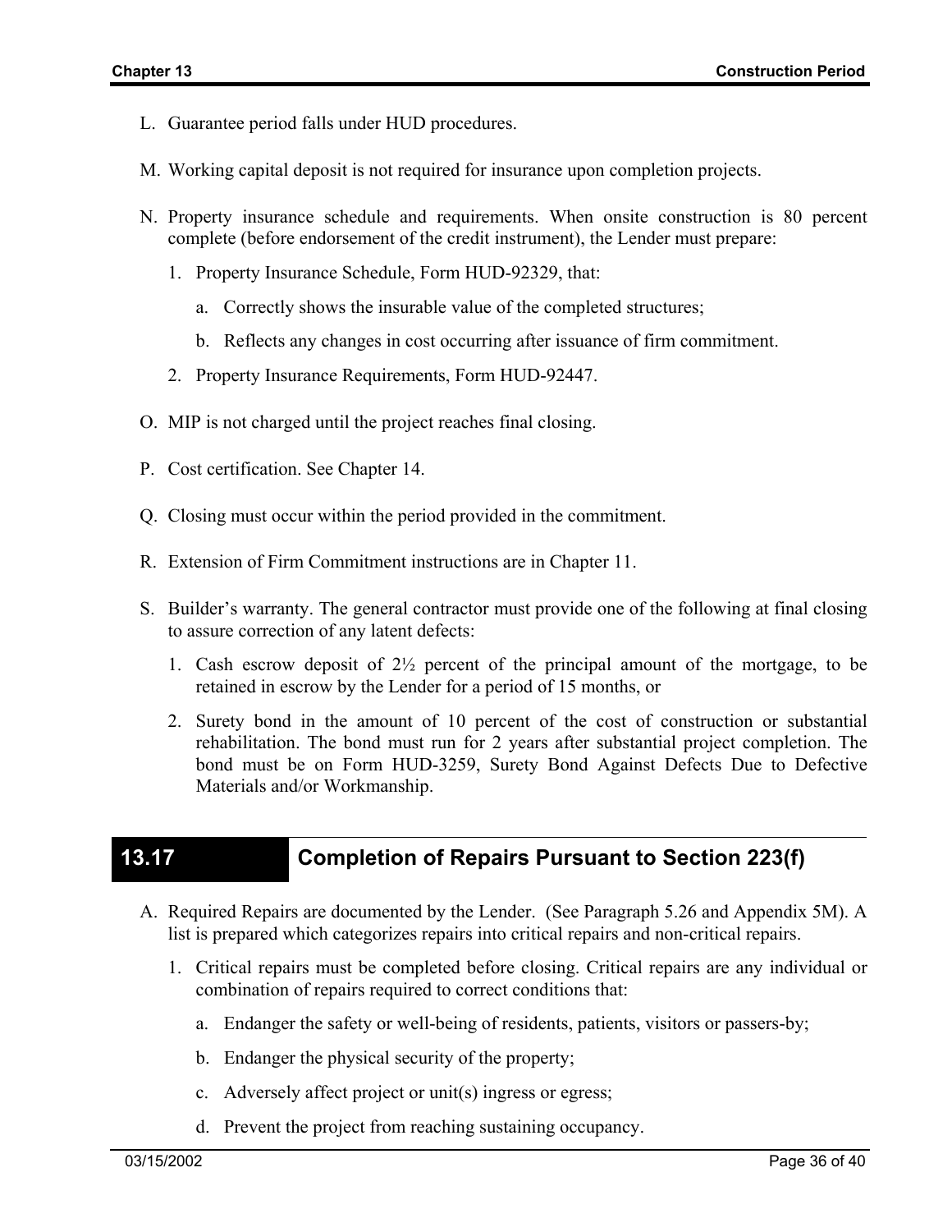L. Guarantee period falls under HUD procedures.

M. Working capital deposit is not required for insurance upon completion projects.

N. Property insurance schedule and requirements. When onsite construction is 80 percent complete (before endorsement of the credit instrument), the Lender must prepare:

   1. Property Insurance Schedule, Form HUD-92329, that:

      a. Correctly shows the insurable value of the completed structures;

      b. Reflects any changes in cost occurring after issuance of firm commitment.

   2. Property Insurance Requirements, Form HUD-92447.

O. MIP is not charged until the project reaches final closing.

P. Cost certification. See Chapter 14.

Q. Closing must occur within the period provided in the commitment.

R. Extension of Firm Commitment instructions are in Chapter 11.

S. Builder's warranty. The general contractor must provide one of the following at final closing to assure correction of any latent defects:

   1. Cash escrow deposit of 2½ percent of the principal amount of the mortgage, to be retained in escrow by the Lender for a period of 15 months, or

   2. Surety bond in the amount of 10 percent of the cost of construction or substantial rehabilitation. The bond must run for 2 years after substantial project completion. The bond must be on Form HUD-3259, Surety Bond Against Defects Due to Defective Materials and/or Workmanship.

## 13.17 Completion of Repairs Pursuant to Section 223(f)

A. Required Repairs are documented by the Lender. (See Paragraph 5.26 and Appendix 5M). A list is prepared which categorizes repairs into critical repairs and non-critical repairs.

   1. Critical repairs must be completed before closing. Critical repairs are any individual or combination of repairs required to correct conditions that:

      a. Endanger the safety or well-being of residents, patients, visitors or passers-by;

      b. Endanger the physical security of the property;

      c. Adversely affect project or unit(s) ingress or egress;

      d. Prevent the project from reaching sustaining occupancy.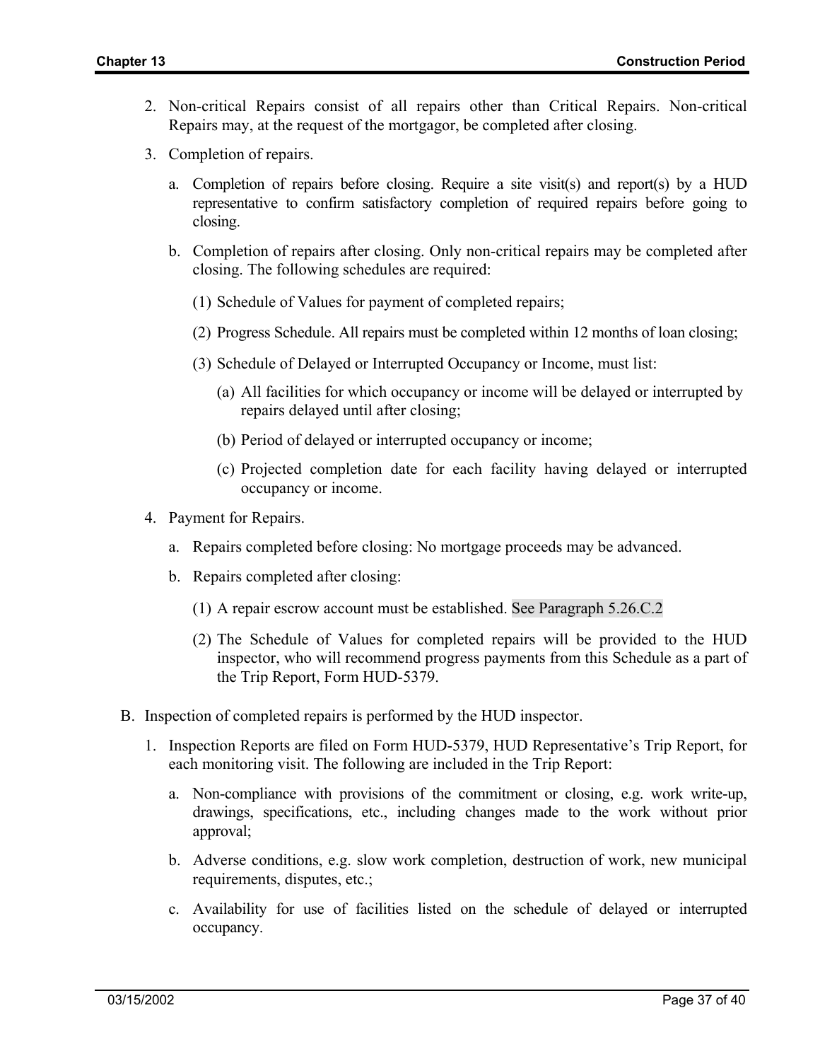2. Non-critical Repairs consist of all repairs other than Critical Repairs. Non-critical Repairs may, at the request of the mortgagor, be completed after closing.

3. Completion of repairs.

   a. Completion of repairs before closing. Require a site visit(s) and report(s) by a HUD representative to confirm satisfactory completion of required repairs before going to closing.

   b. Completion of repairs after closing. Only non-critical repairs may be completed after closing. The following schedules are required:

      (1) Schedule of Values for payment of completed repairs;

      (2) Progress Schedule. All repairs must be completed within 12 months of loan closing;

      (3) Schedule of Delayed or Interrupted Occupancy or Income, must list:

         (a) All facilities for which occupancy or income will be delayed or interrupted by repairs delayed until after closing;

         (b) Period of delayed or interrupted occupancy or income;

         (c) Projected completion date for each facility having delayed or interrupted occupancy or income.

4. Payment for Repairs.

   a. Repairs completed before closing: No mortgage proceeds may be advanced.

   b. Repairs completed after closing:

      (1) A repair escrow account must be established. See Paragraph 5.26.C.2

      (2) The Schedule of Values for completed repairs will be provided to the HUD inspector, who will recommend progress payments from this Schedule as a part of the Trip Report, Form HUD-5379.

B. Inspection of completed repairs is performed by the HUD inspector.

1. Inspection Reports are filed on Form HUD-5379, HUD Representative's Trip Report, for each monitoring visit. The following are included in the Trip Report:

   a. Non-compliance with provisions of the commitment or closing, e.g. work write-up, drawings, specifications, etc., including changes made to the work without prior approval;

   b. Adverse conditions, e.g. slow work completion, destruction of work, new municipal requirements, disputes, etc.;

   c. Availability for use of facilities listed on the schedule of delayed or interrupted occupancy.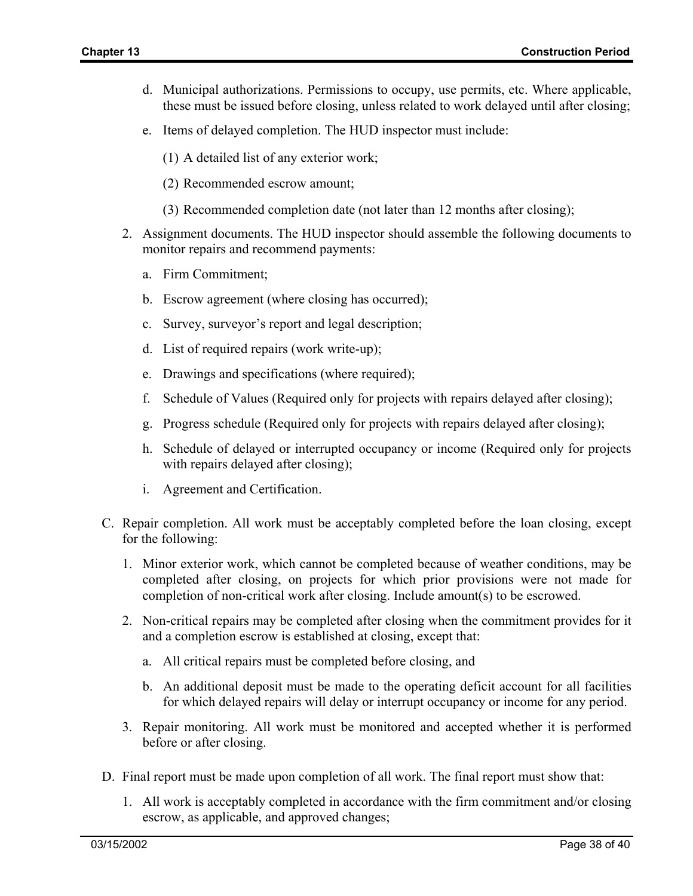d. Municipal authorizations. Permissions to occupy, use permits, etc. Where applicable, these must be issued before closing, unless related to work delayed until after closing;

e. Items of delayed completion. The HUD inspector must include:

(1) A detailed list of any exterior work;

(2) Recommended escrow amount;

(3) Recommended completion date (not later than 12 months after closing);

2. Assignment documents. The HUD inspector should assemble the following documents to monitor repairs and recommend payments:

a. Firm Commitment;

b. Escrow agreement (where closing has occurred);

c. Survey, surveyor's report and legal description;

d. List of required repairs (work write-up);

e. Drawings and specifications (where required);

f. Schedule of Values (Required only for projects with repairs delayed after closing);

g. Progress schedule (Required only for projects with repairs delayed after closing);

h. Schedule of delayed or interrupted occupancy or income (Required only for projects with repairs delayed after closing);

i. Agreement and Certification.

C. Repair completion. All work must be acceptably completed before the loan closing, except for the following:

1. Minor exterior work, which cannot be completed because of weather conditions, may be completed after closing, on projects for which prior provisions were not made for completion of non-critical work after closing. Include amount(s) to be escrowed.

2. Non-critical repairs may be completed after closing when the commitment provides for it and a completion escrow is established at closing, except that:

a. All critical repairs must be completed before closing, and

b. An additional deposit must be made to the operating deficit account for all facilities for which delayed repairs will delay or interrupt occupancy or income for any period.

3. Repair monitoring. All work must be monitored and accepted whether it is performed before or after closing.

D. Final report must be made upon completion of all work. The final report must show that:

1. All work is acceptably completed in accordance with the firm commitment and/or closing escrow, as applicable, and approved changes;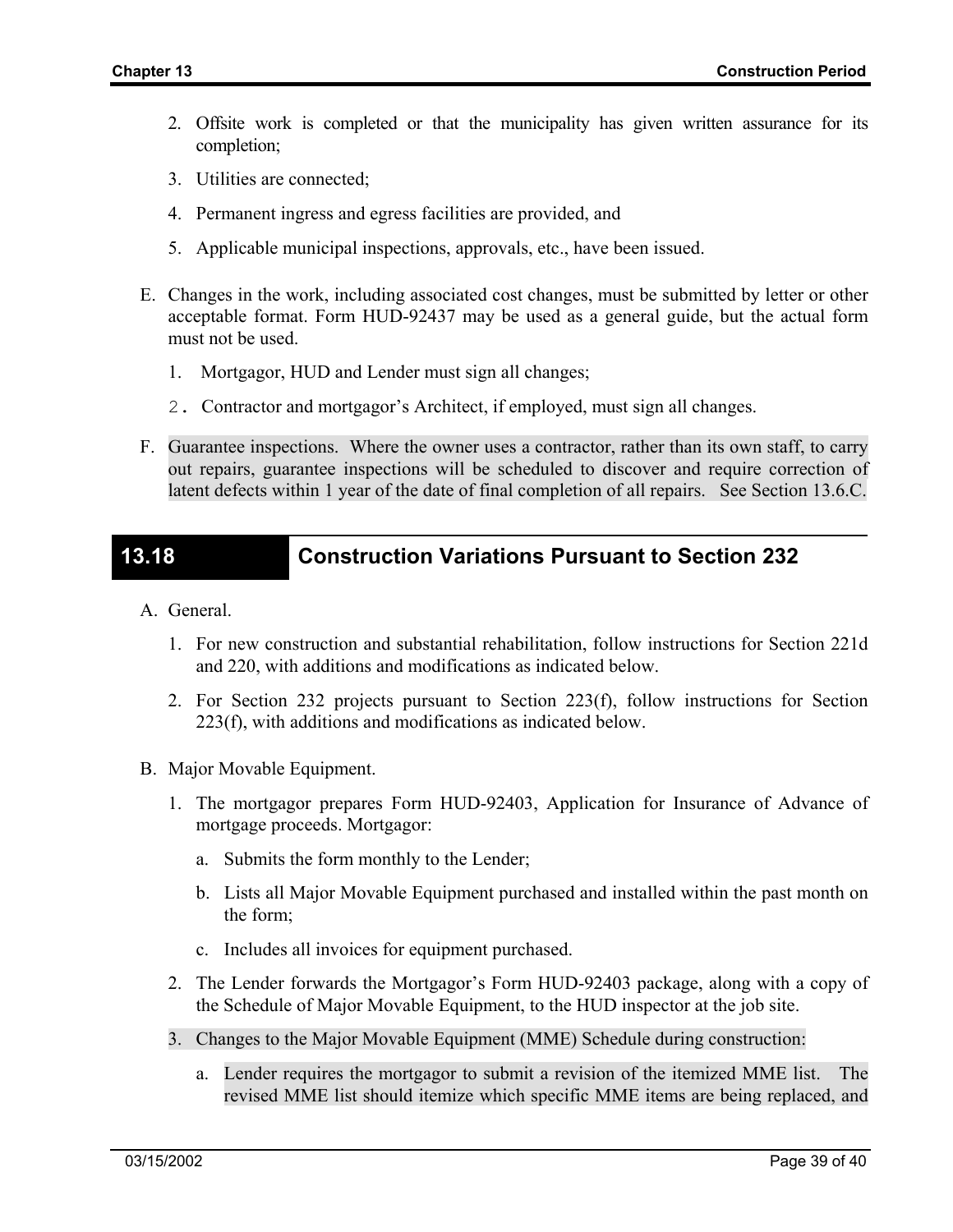2. Offsite work is completed or that the municipality has given written assurance for its completion;

3. Utilities are connected;

4. Permanent ingress and egress facilities are provided, and

5. Applicable municipal inspections, approvals, etc., have been issued.

E. Changes in the work, including associated cost changes, must be submitted by letter or other acceptable format. Form HUD-92437 may be used as a general guide, but the actual form must not be used.

   1. Mortgagor, HUD and Lender must sign all changes;

   2. Contractor and mortgagor's Architect, if employed, must sign all changes.

F. Guarantee inspections. Where the owner uses a contractor, rather than its own staff, to carry out repairs, guarantee inspections will be scheduled to discover and require correction of latent defects within 1 year of the date of final completion of all repairs. See Section 13.6.C.

## 13.18 Construction Variations Pursuant to Section 232

A. General.

   1. For new construction and substantial rehabilitation, follow instructions for Section 221d and 220, with additions and modifications as indicated below.

   2. For Section 232 projects pursuant to Section 223(f), follow instructions for Section 223(f), with additions and modifications as indicated below.

B. Major Movable Equipment.

   1. The mortgagor prepares Form HUD-92403, Application for Insurance of Advance of mortgage proceeds. Mortgagor:

      a. Submits the form monthly to the Lender;

      b. Lists all Major Movable Equipment purchased and installed within the past month on the form;

      c. Includes all invoices for equipment purchased.

   2. The Lender forwards the Mortgagor's Form HUD-92403 package, along with a copy of the Schedule of Major Movable Equipment, to the HUD inspector at the job site.

   3. Changes to the Major Movable Equipment (MME) Schedule during construction:

      a. Lender requires the mortgagor to submit a revision of the itemized MME list. The revised MME list should itemize which specific MME items are being replaced, and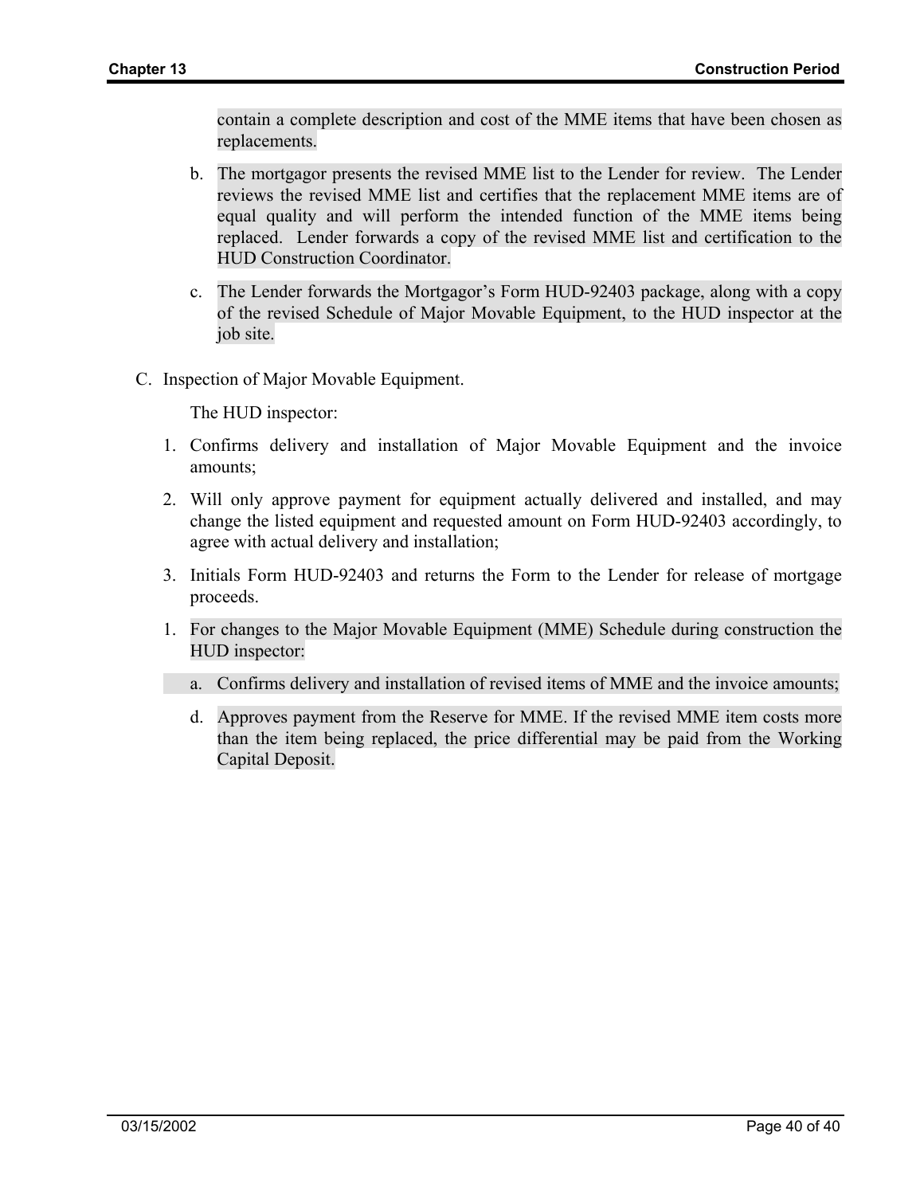contain a complete description and cost of the MME items that have been chosen as replacements.

b. The mortgagor presents the revised MME list to the Lender for review. The Lender reviews the revised MME list and certifies that the replacement MME items are of equal quality and will perform the intended function of the MME items being replaced. Lender forwards a copy of the revised MME list and certification to the HUD Construction Coordinator.

c. The Lender forwards the Mortgagor's Form HUD-92403 package, along with a copy of the revised Schedule of Major Movable Equipment, to the HUD inspector at the job site.

C. Inspection of Major Movable Equipment.

The HUD inspector:

1. Confirms delivery and installation of Major Movable Equipment and the invoice amounts;

2. Will only approve payment for equipment actually delivered and installed, and may change the listed equipment and requested amount on Form HUD-92403 accordingly, to agree with actual delivery and installation;

3. Initials Form HUD-92403 and returns the Form to the Lender for release of mortgage proceeds.

1. For changes to the Major Movable Equipment (MME) Schedule during construction the HUD inspector:

   a. Confirms delivery and installation of revised items of MME and the invoice amounts;

   d. Approves payment from the Reserve for MME. If the revised MME item costs more than the item being replaced, the price differential may be paid from the Working Capital Deposit.